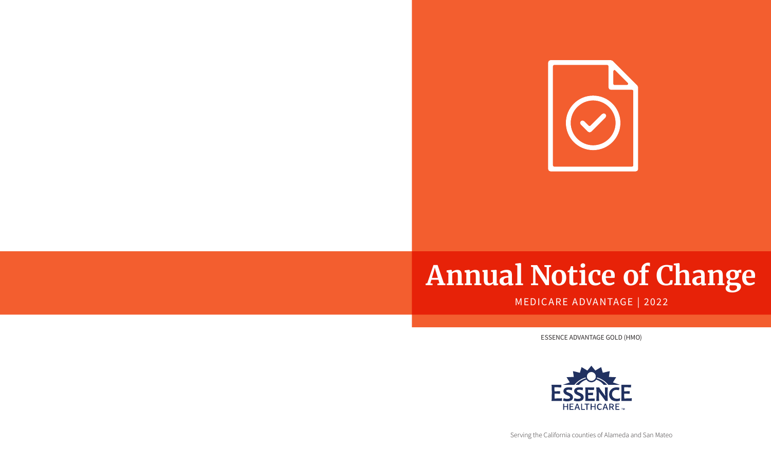# Annual Notice of Change

MEDICARE ADVANTAGE | 2022

ESSENCE ADVANTAGE GOLD (HMO)

ESSENCE HEALTHCARE™

Serving the California counties of Alameda and San Mateo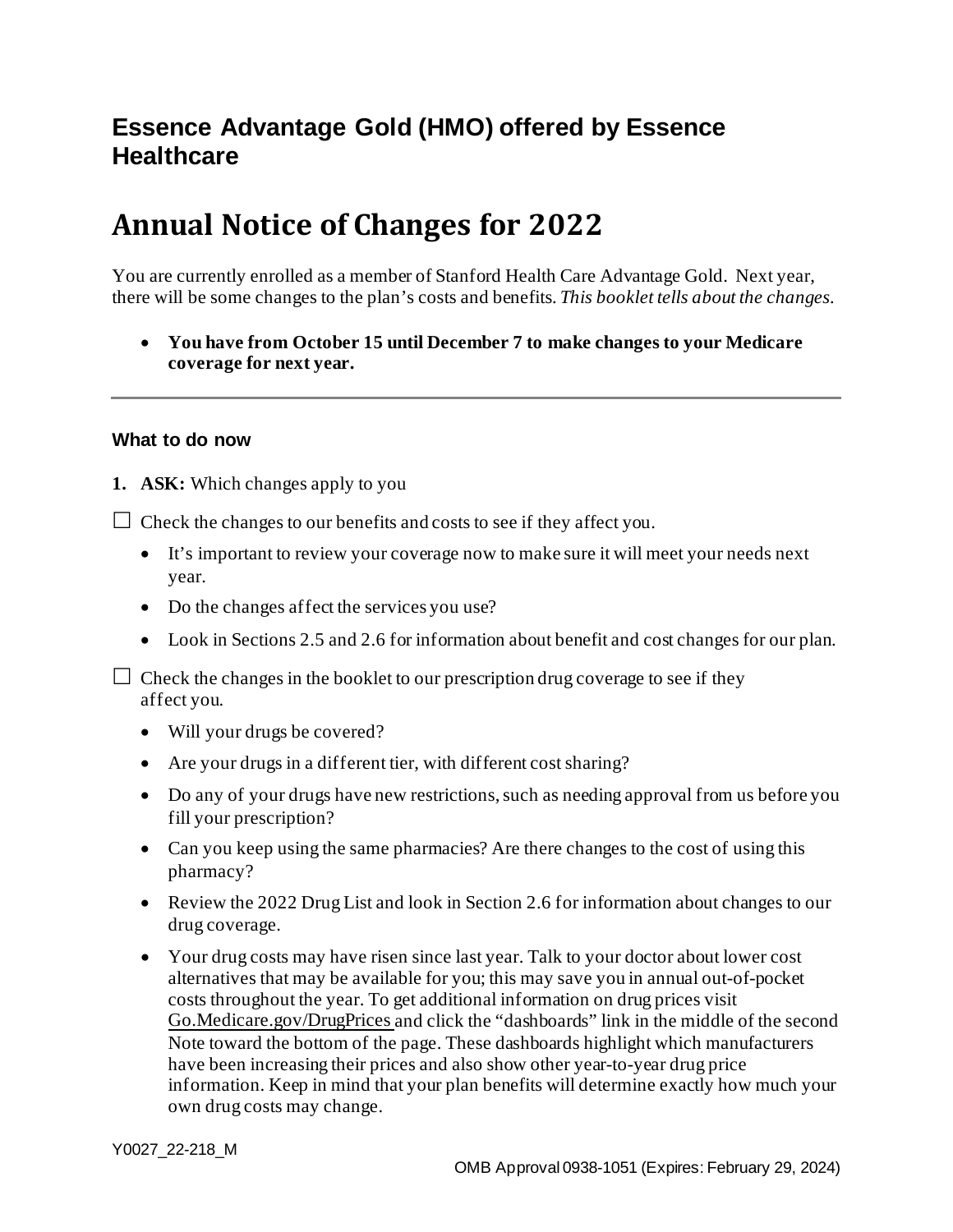## Essence Advantage Gold (HMO) offered by Essence Healthcare

# Annual Notice of Changes for 2022

You are currently enrolled as a member of Stanford Health Care Advantage Gold. Next year, there will be some changes to the plan's costs and benefits. *This booklet tells about the changes.*

- **You have from October 15 until December 7 to make changes to your Medicare coverage for next year.**

---

### What to do now

**1. ASK:** Which changes apply to you

☐ Check the changes to our benefits and costs to see if they affect you.

- It's important to review your coverage now to make sure it will meet your needs next year.
- Do the changes affect the services you use?
- Look in Sections 2.5 and 2.6 for information about benefit and cost changes for our plan.

☐ Check the changes in the booklet to our prescription drug coverage to see if they affect you.

- Will your drugs be covered?
- Are your drugs in a different tier, with different cost sharing?
- Do any of your drugs have new restrictions, such as needing approval from us before you fill your prescription?
- Can you keep using the same pharmacies? Are there changes to the cost of using this pharmacy?
- Review the 2022 Drug List and look in Section 2.6 for information about changes to our drug coverage.
- Your drug costs may have risen since last year. Talk to your doctor about lower cost alternatives that may be available for you; this may save you in annual out-of-pocket costs throughout the year. To get additional information on drug prices visit Go.Medicare.gov/DrugPrices and click the "dashboards" link in the middle of the second Note toward the bottom of the page. These dashboards highlight which manufacturers have been increasing their prices and also show other year-to-year drug price information. Keep in mind that your plan benefits will determine exactly how much your own drug costs may change.

Y0027_22-218_M

OMB Approval 0938-1051 (Expires: February 29, 2024)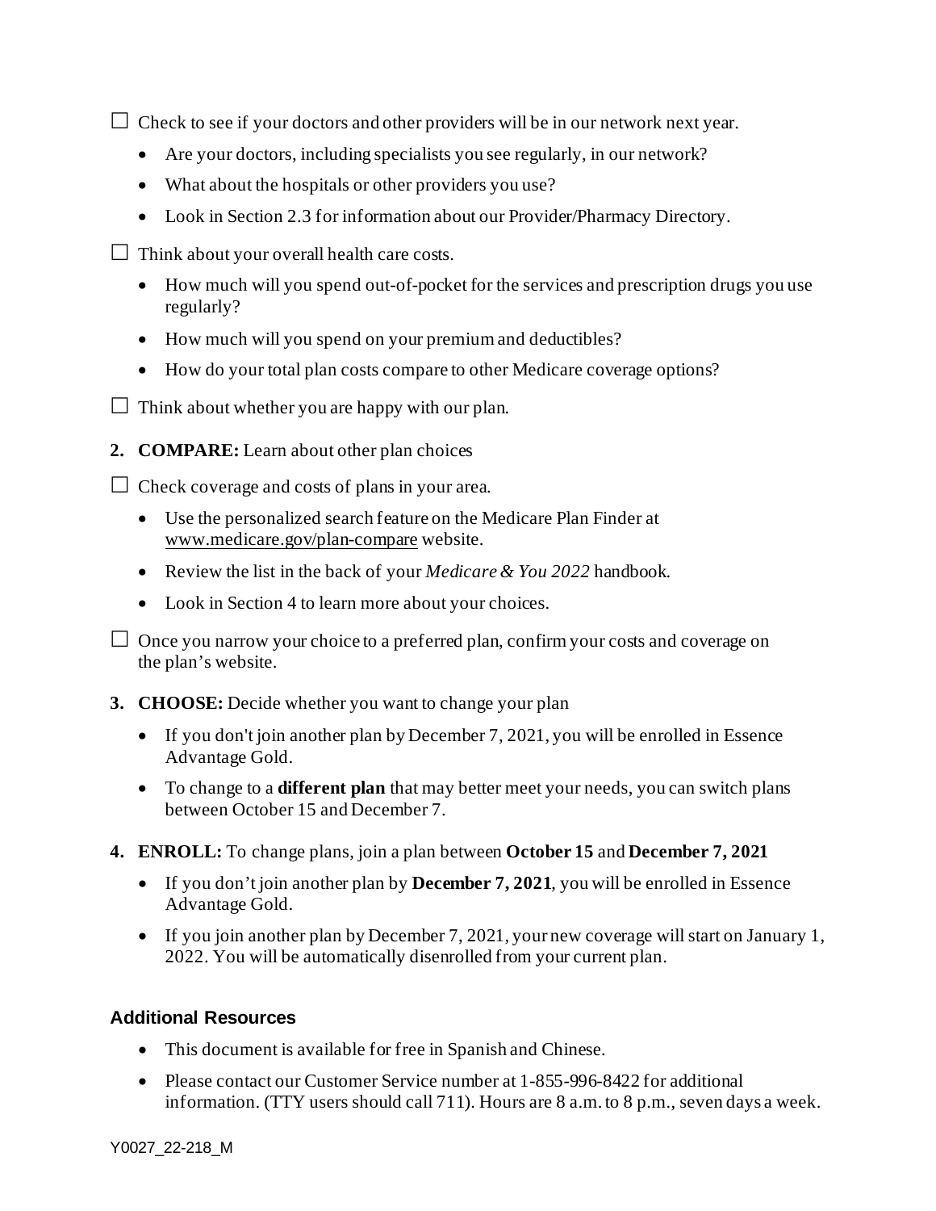☐ Check to see if your doctors and other providers will be in our network next year.

- Are your doctors, including specialists you see regularly, in our network?
- What about the hospitals or other providers you use?
- Look in Section 2.3 for information about our Provider/Pharmacy Directory.

☐ Think about your overall health care costs.

- How much will you spend out-of-pocket for the services and prescription drugs you use regularly?
- How much will you spend on your premium and deductibles?
- How do your total plan costs compare to other Medicare coverage options?

☐ Think about whether you are happy with our plan.

2. **COMPARE:** Learn about other plan choices

☐ Check coverage and costs of plans in your area.

- Use the personalized search feature on the Medicare Plan Finder at www.medicare.gov/plan-compare website.
- Review the list in the back of your *Medicare & You 2022* handbook.
- Look in Section 4 to learn more about your choices.

☐ Once you narrow your choice to a preferred plan, confirm your costs and coverage on the plan's website.

3. **CHOOSE:** Decide whether you want to change your plan

- If you don't join another plan by December 7, 2021, you will be enrolled in Essence Advantage Gold.
- To change to a **different plan** that may better meet your needs, you can switch plans between October 15 and December 7.

4. **ENROLL:** To change plans, join a plan between **October 15** and **December 7, 2021**

- If you don't join another plan by **December 7, 2021**, you will be enrolled in Essence Advantage Gold.
- If you join another plan by December 7, 2021, your new coverage will start on January 1, 2022. You will be automatically disenrolled from your current plan.

### Additional Resources

- This document is available for free in Spanish and Chinese.
- Please contact our Customer Service number at 1-855-996-8422 for additional information. (TTY users should call 711). Hours are 8 a.m. to 8 p.m., seven days a week.

Y0027_22-218_M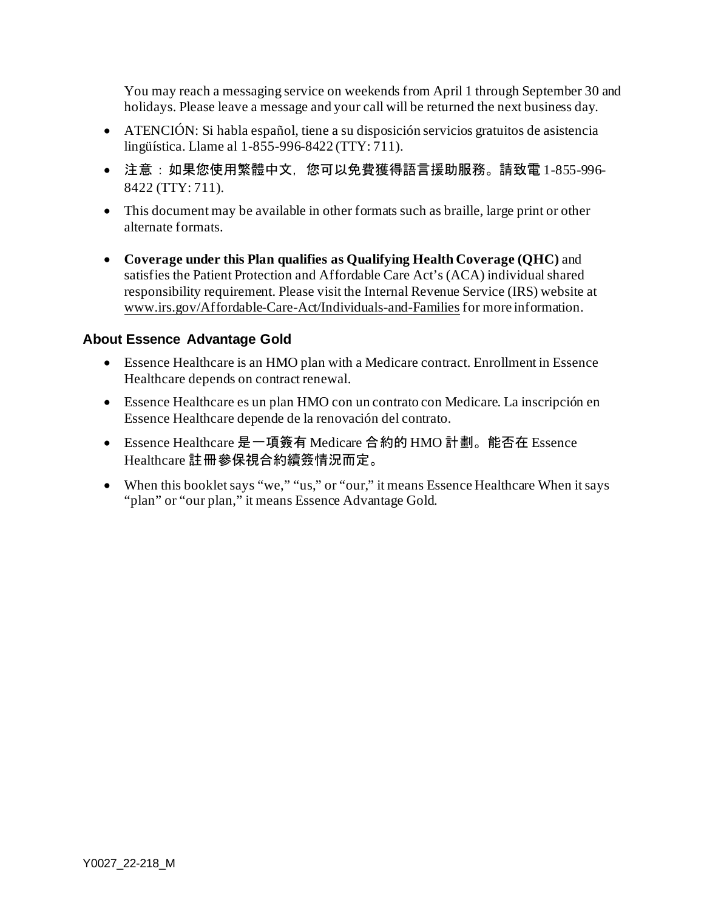You may reach a messaging service on weekends from April 1 through September 30 and holidays. Please leave a message and your call will be returned the next business day.

- ATENCIÓN: Si habla español, tiene a su disposición servicios gratuitos de asistencia lingüística. Llame al 1-855-996-8422 (TTY: 711).
- 注意：如果您使用繁體中文，您可以免費獲得語言援助服務。請致電 1-855-996-8422 (TTY: 711).
- This document may be available in other formats such as braille, large print or other alternate formats.
- **Coverage under this Plan qualifies as Qualifying Health Coverage (QHC)** and satisfies the Patient Protection and Affordable Care Act's (ACA) individual shared responsibility requirement. Please visit the Internal Revenue Service (IRS) website at www.irs.gov/Affordable-Care-Act/Individuals-and-Families for more information.

### About Essence Advantage Gold

- Essence Healthcare is an HMO plan with a Medicare contract. Enrollment in Essence Healthcare depends on contract renewal.
- Essence Healthcare es un plan HMO con un contrato con Medicare. La inscripción en Essence Healthcare depende de la renovación del contrato.
- Essence Healthcare 是一項簽有 Medicare 合約的 HMO 計劃。能否在 Essence Healthcare 註冊參保視合約續簽情況而定。
- When this booklet says "we," "us," or "our," it means Essence Healthcare When it says "plan" or "our plan," it means Essence Advantage Gold.

Y0027_22-218_M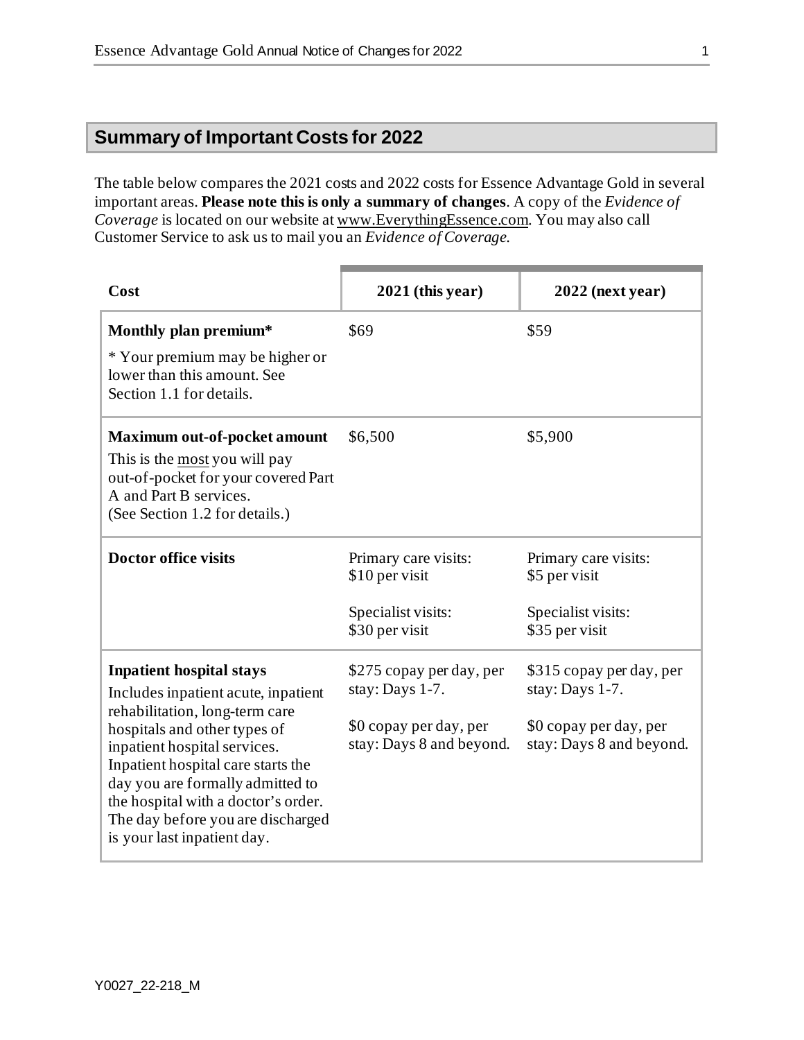## Summary of Important Costs for 2022

The table below compares the 2021 costs and 2022 costs for Essence Advantage Gold in several important areas. **Please note this is only a summary of changes**. A copy of the *Evidence of Coverage* is located on our website at www.EverythingEssence.com. You may also call Customer Service to ask us to mail you an *Evidence of Coverage*.

| Cost | 2021 (this year) | 2022 (next year) |
|---|---|---|
| **Monthly plan premium*** <br> * Your premium may be higher or lower than this amount. See Section 1.1 for details. | $69 | $59 |
| **Maximum out-of-pocket amount** <br> This is the most you will pay out-of-pocket for your covered Part A and Part B services. (See Section 1.2 for details.) | $6,500 | $5,900 |
| **Doctor office visits** | Primary care visits: $10 per visit <br><br> Specialist visits: $30 per visit | Primary care visits: $5 per visit <br><br> Specialist visits: $35 per visit |
| **Inpatient hospital stays** <br> Includes inpatient acute, inpatient rehabilitation, long-term care hospitals and other types of inpatient hospital services. Inpatient hospital care starts the day you are formally admitted to the hospital with a doctor's order. The day before you are discharged is your last inpatient day. | $275 copay per day, per stay: Days 1-7. <br><br> $0 copay per day, per stay: Days 8 and beyond. | $315 copay per day, per stay: Days 1-7. <br><br> $0 copay per day, per stay: Days 8 and beyond. |

Y0027_22-218_M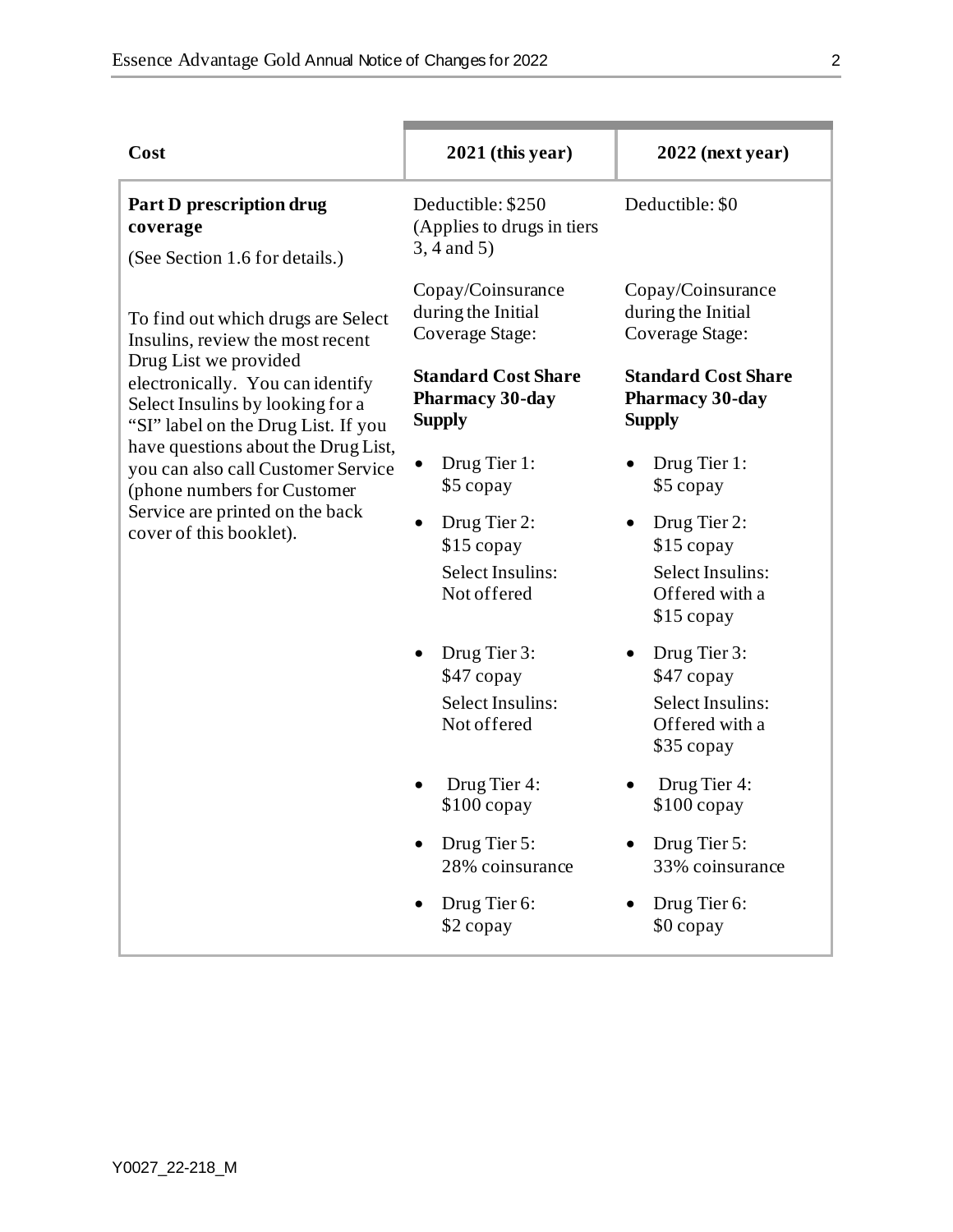| Cost | 2021 (this year) | 2022 (next year) |
|---|---|---|
| **Part D prescription drug coverage**<br>(See Section 1.6 for details.)<br><br>To find out which drugs are Select Insulins, review the most recent Drug List we provided electronically. You can identify Select Insulins by looking for a "SI" label on the Drug List. If you have questions about the Drug List, you can also call Customer Service (phone numbers for Customer Service are printed on the back cover of this booklet). | Deductible: $250 (Applies to drugs in tiers 3, 4 and 5)<br><br>Copay/Coinsurance during the Initial Coverage Stage:<br><br>**Standard Cost Share Pharmacy 30-day Supply**<br><br>• Drug Tier 1: $5 copay<br>• Drug Tier 2: $15 copay<br>Select Insulins: Not offered<br>• Drug Tier 3: $47 copay<br>Select Insulins: Not offered<br>• Drug Tier 4: $100 copay<br>• Drug Tier 5: 28% coinsurance<br>• Drug Tier 6: $2 copay | Deductible: $0<br><br>Copay/Coinsurance during the Initial Coverage Stage:<br><br>**Standard Cost Share Pharmacy 30-day Supply**<br><br>• Drug Tier 1: $5 copay<br>• Drug Tier 2: $15 copay<br>Select Insulins: Offered with a $15 copay<br>• Drug Tier 3: $47 copay<br>Select Insulins: Offered with a $35 copay<br>• Drug Tier 4: $100 copay<br>• Drug Tier 5: 33% coinsurance<br>• Drug Tier 6: $0 copay |

Y0027_22-218_M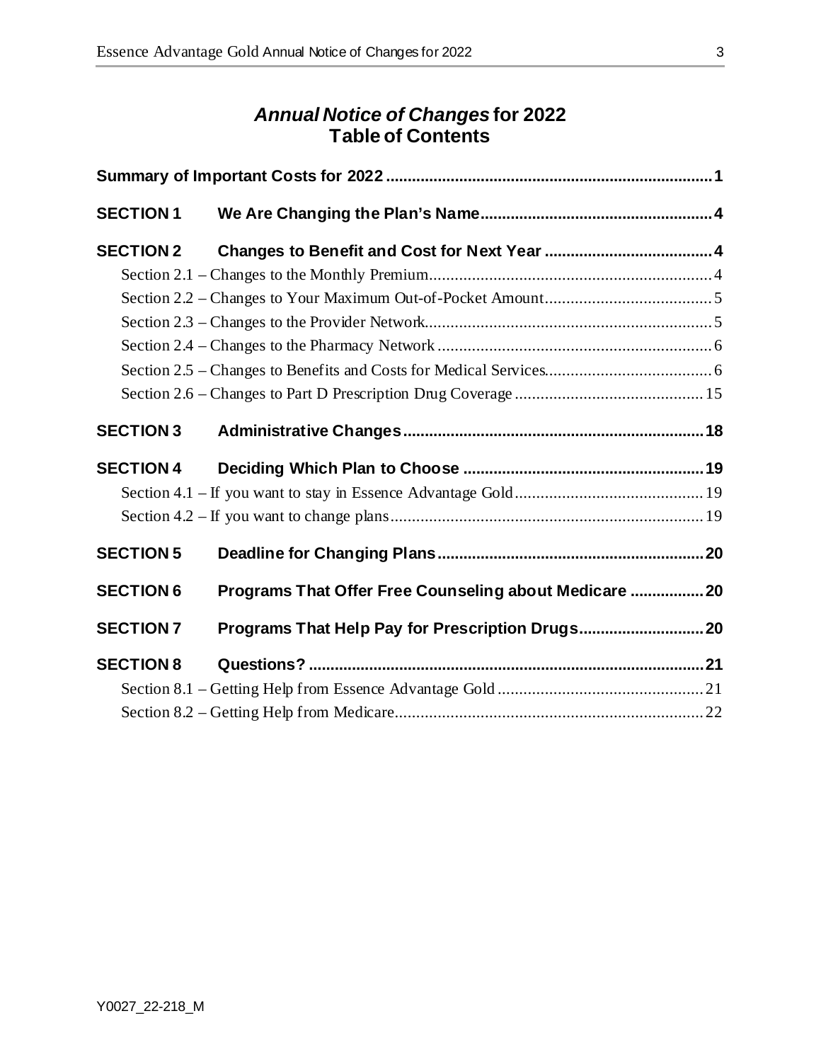# *Annual Notice of Changes* for 2022
# Table of Contents

**Summary of Important Costs for 2022** ........................................ 1

**SECTION 1 We Are Changing the Plan's Name** ........................................ 4

**SECTION 2 Changes to Benefit and Cost for Next Year** ........................................ 4

- Section 2.1 – Changes to the Monthly Premium ........................................ 4
- Section 2.2 – Changes to Your Maximum Out-of-Pocket Amount ........................................ 5
- Section 2.3 – Changes to the Provider Network ........................................ 5
- Section 2.4 – Changes to the Pharmacy Network ........................................ 6
- Section 2.5 – Changes to Benefits and Costs for Medical Services ........................................ 6
- Section 2.6 – Changes to Part D Prescription Drug Coverage ........................................ 15

**SECTION 3 Administrative Changes** ........................................ 18

**SECTION 4 Deciding Which Plan to Choose** ........................................ 19

- Section 4.1 – If you want to stay in Essence Advantage Gold ........................................ 19
- Section 4.2 – If you want to change plans ........................................ 19

**SECTION 5 Deadline for Changing Plans** ........................................ 20

**SECTION 6 Programs That Offer Free Counseling about Medicare** ........................................ 20

**SECTION 7 Programs That Help Pay for Prescription Drugs** ........................................ 20

**SECTION 8 Questions?** ........................................ 21

- Section 8.1 – Getting Help from Essence Advantage Gold ........................................ 21
- Section 8.2 – Getting Help from Medicare ........................................ 22

Y0027_22-218_M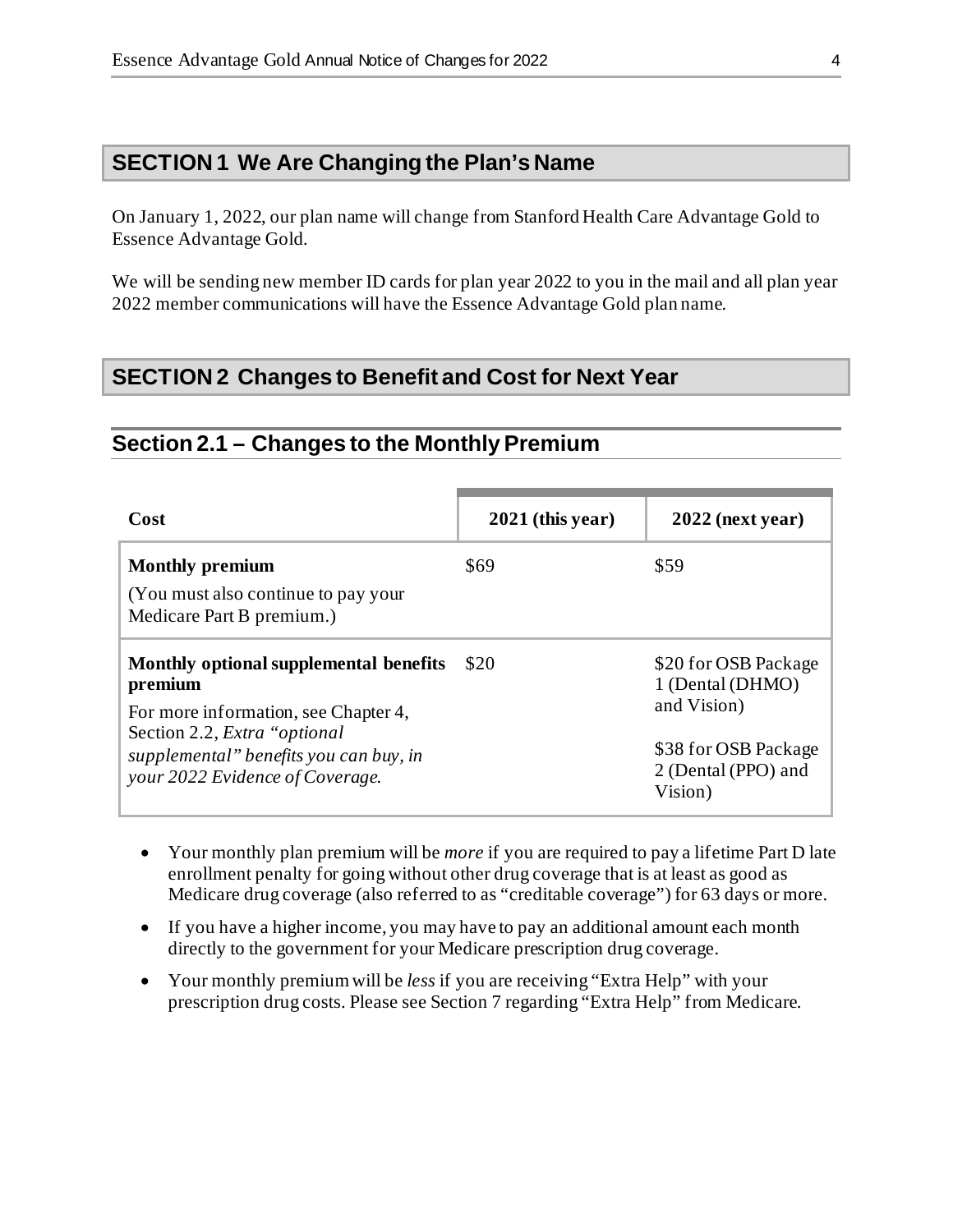## SECTION 1 We Are Changing the Plan's Name

On January 1, 2022, our plan name will change from Stanford Health Care Advantage Gold to Essence Advantage Gold.

We will be sending new member ID cards for plan year 2022 to you in the mail and all plan year 2022 member communications will have the Essence Advantage Gold plan name.

## SECTION 2 Changes to Benefit and Cost for Next Year

### Section 2.1 – Changes to the Monthly Premium

| Cost | 2021 (this year) | 2022 (next year) |
|---|---|---|
| **Monthly premium**<br>(You must also continue to pay your Medicare Part B premium.) | $69 | $59 |
| **Monthly optional supplemental benefits premium**<br>For more information, see Chapter 4, Section 2.2, *Extra "optional supplemental" benefits you can buy, in your 2022 Evidence of Coverage.* | $20 | $20 for OSB Package 1 (Dental (DHMO) and Vision)<br><br>$38 for OSB Package 2 (Dental (PPO) and Vision) |

- Your monthly plan premium will be *more* if you are required to pay a lifetime Part D late enrollment penalty for going without other drug coverage that is at least as good as Medicare drug coverage (also referred to as "creditable coverage") for 63 days or more.
- If you have a higher income, you may have to pay an additional amount each month directly to the government for your Medicare prescription drug coverage.
- Your monthly premium will be *less* if you are receiving "Extra Help" with your prescription drug costs. Please see Section 7 regarding "Extra Help" from Medicare.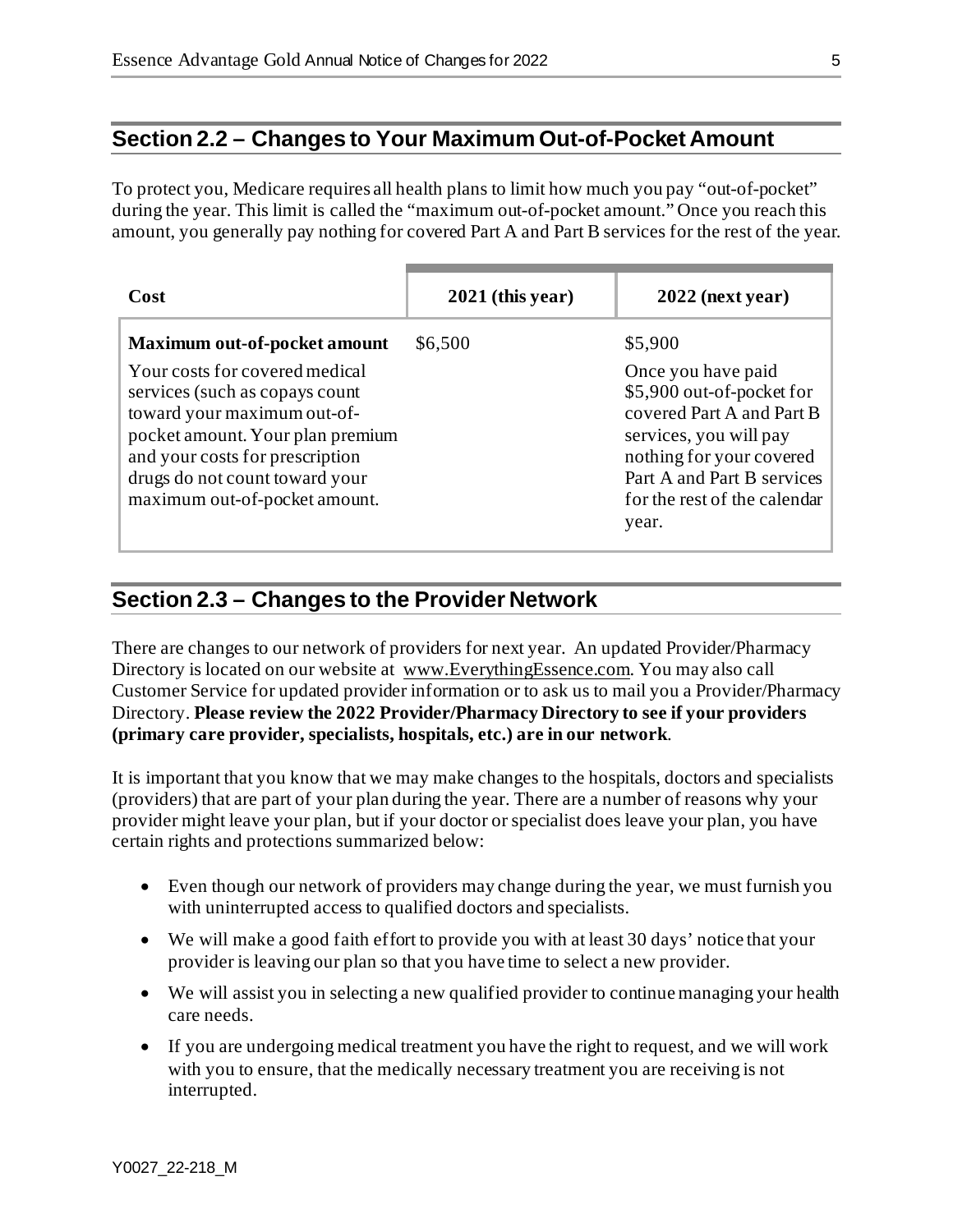## Section 2.2 – Changes to Your Maximum Out-of-Pocket Amount

To protect you, Medicare requires all health plans to limit how much you pay "out-of-pocket" during the year. This limit is called the "maximum out-of-pocket amount." Once you reach this amount, you generally pay nothing for covered Part A and Part B services for the rest of the year.

| Cost | 2021 (this year) | 2022 (next year) |
|---|---|---|
| **Maximum out-of-pocket amount**<br>Your costs for covered medical services (such as copays count toward your maximum out-of-pocket amount. Your plan premium and your costs for prescription drugs do not count toward your maximum out-of-pocket amount. | \$6,500 | \$5,900<br>Once you have paid \$5,900 out-of-pocket for covered Part A and Part B services, you will pay nothing for your covered Part A and Part B services for the rest of the calendar year. |

## Section 2.3 – Changes to the Provider Network

There are changes to our network of providers for next year. An updated Provider/Pharmacy Directory is located on our website at www.EverythingEssence.com. You may also call Customer Service for updated provider information or to ask us to mail you a Provider/Pharmacy Directory. **Please review the 2022 Provider/Pharmacy Directory to see if your providers (primary care provider, specialists, hospitals, etc.) are in our network**.

It is important that you know that we may make changes to the hospitals, doctors and specialists (providers) that are part of your plan during the year. There are a number of reasons why your provider might leave your plan, but if your doctor or specialist does leave your plan, you have certain rights and protections summarized below:

- Even though our network of providers may change during the year, we must furnish you with uninterrupted access to qualified doctors and specialists.
- We will make a good faith effort to provide you with at least 30 days' notice that your provider is leaving our plan so that you have time to select a new provider.
- We will assist you in selecting a new qualified provider to continue managing your health care needs.
- If you are undergoing medical treatment you have the right to request, and we will work with you to ensure, that the medically necessary treatment you are receiving is not interrupted.

Y0027_22-218_M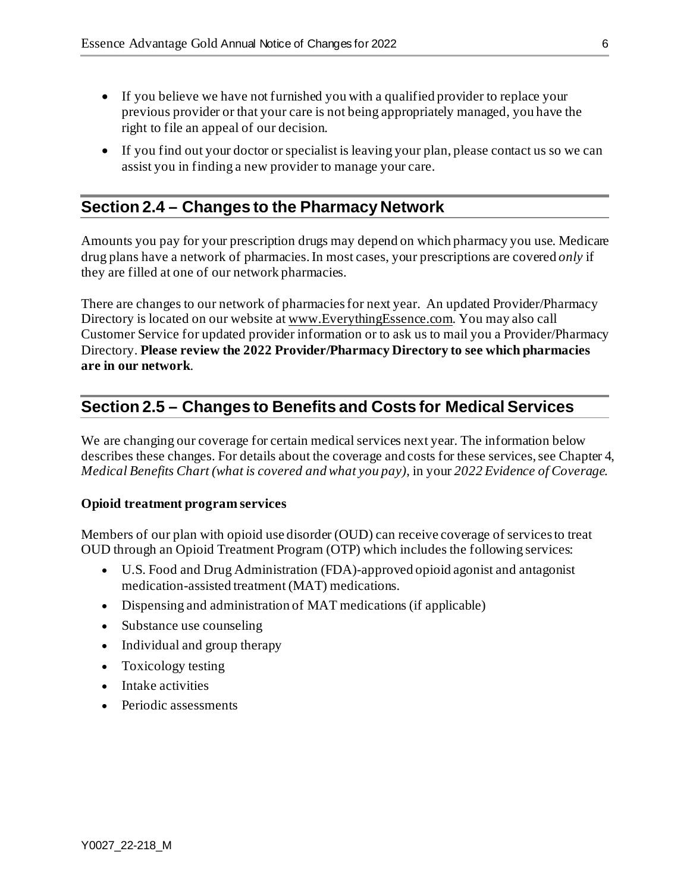- If you believe we have not furnished you with a qualified provider to replace your previous provider or that your care is not being appropriately managed, you have the right to file an appeal of our decision.
- If you find out your doctor or specialist is leaving your plan, please contact us so we can assist you in finding a new provider to manage your care.

## Section 2.4 – Changes to the Pharmacy Network

Amounts you pay for your prescription drugs may depend on which pharmacy you use. Medicare drug plans have a network of pharmacies. In most cases, your prescriptions are covered *only* if they are filled at one of our network pharmacies.

There are changes to our network of pharmacies for next year. An updated Provider/Pharmacy Directory is located on our website at www.EverythingEssence.com. You may also call Customer Service for updated provider information or to ask us to mail you a Provider/Pharmacy Directory. **Please review the 2022 Provider/Pharmacy Directory to see which pharmacies are in our network**.

## Section 2.5 – Changes to Benefits and Costs for Medical Services

We are changing our coverage for certain medical services next year. The information below describes these changes. For details about the coverage and costs for these services, see Chapter 4, *Medical Benefits Chart (what is covered and what you pay)*, in your *2022 Evidence of Coverage*.

**Opioid treatment program services**

Members of our plan with opioid use disorder (OUD) can receive coverage of services to treat OUD through an Opioid Treatment Program (OTP) which includes the following services:

- U.S. Food and Drug Administration (FDA)-approved opioid agonist and antagonist medication-assisted treatment (MAT) medications.
- Dispensing and administration of MAT medications (if applicable)
- Substance use counseling
- Individual and group therapy
- Toxicology testing
- Intake activities
- Periodic assessments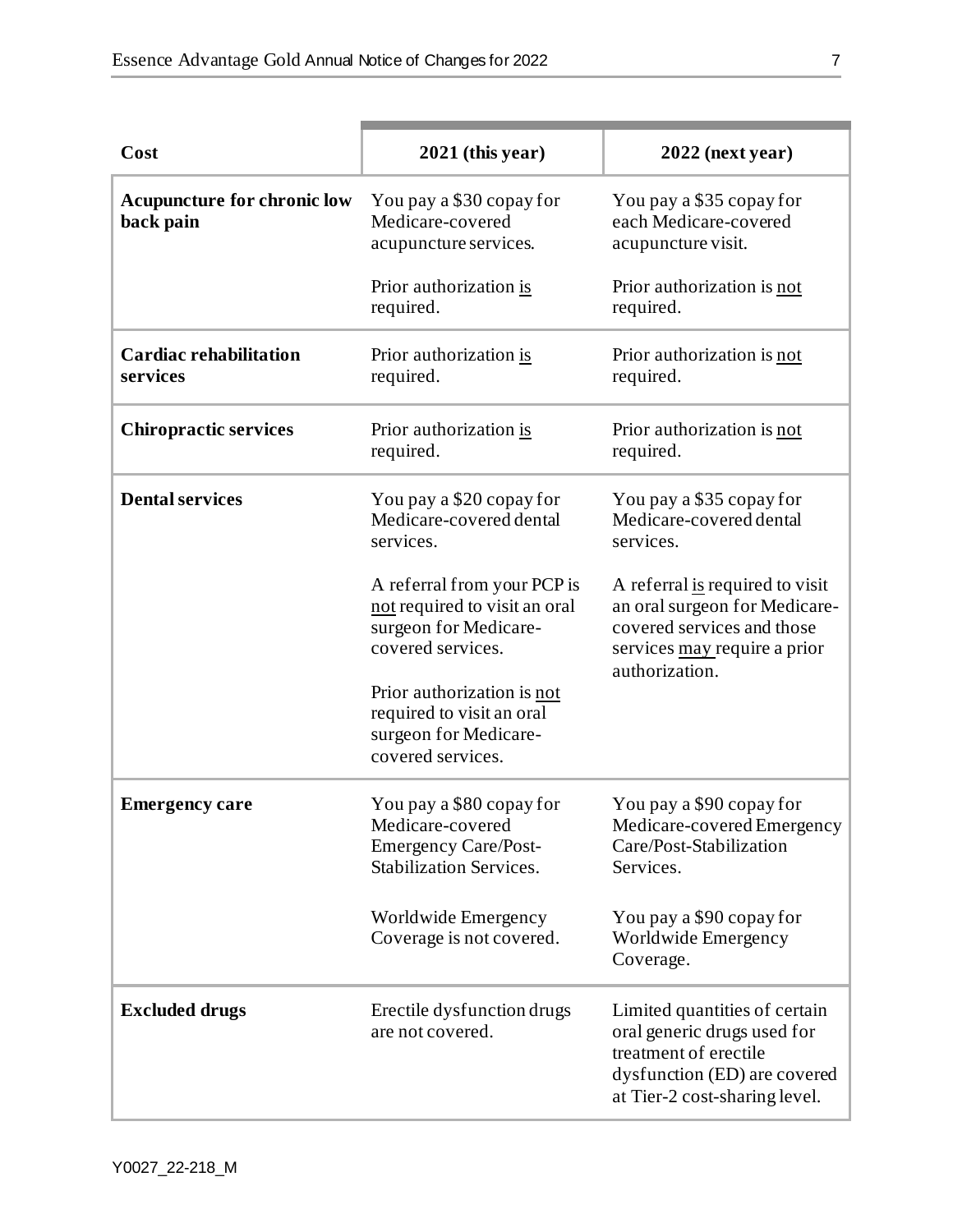| Cost | 2021 (this year) | 2022 (next year) |
|---|---|---|
| **Acupuncture for chronic low back pain** | You pay a $30 copay for Medicare-covered acupuncture services.<br><br>Prior authorization is required. | You pay a $35 copay for each Medicare-covered acupuncture visit.<br><br>Prior authorization is not required. |
| **Cardiac rehabilitation services** | Prior authorization is required. | Prior authorization is not required. |
| **Chiropractic services** | Prior authorization is required. | Prior authorization is not required. |
| **Dental services** | You pay a $20 copay for Medicare-covered dental services.<br><br>A referral from your PCP is not required to visit an oral surgeon for Medicare-covered services.<br><br>Prior authorization is not required to visit an oral surgeon for Medicare-covered services. | You pay a $35 copay for Medicare-covered dental services.<br><br>A referral is required to visit an oral surgeon for Medicare-covered services and those services may require a prior authorization. |
| **Emergency care** | You pay a $80 copay for Medicare-covered Emergency Care/Post-Stabilization Services.<br><br>Worldwide Emergency Coverage is not covered. | You pay a $90 copay for Medicare-covered Emergency Care/Post-Stabilization Services.<br><br>You pay a $90 copay for Worldwide Emergency Coverage. |
| **Excluded drugs** | Erectile dysfunction drugs are not covered. | Limited quantities of certain oral generic drugs used for treatment of erectile dysfunction (ED) are covered at Tier-2 cost-sharing level. |

Y0027_22-218_M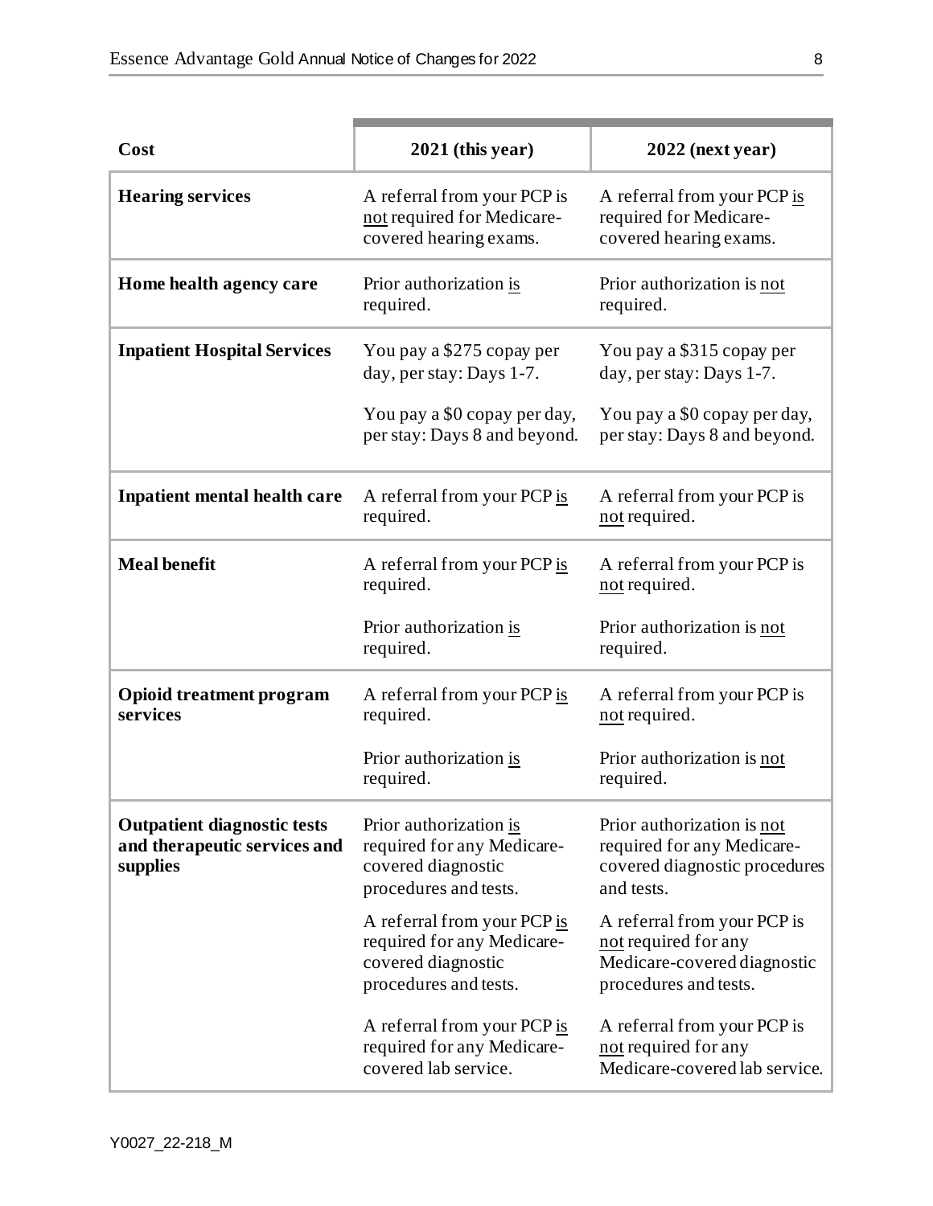| Cost | 2021 (this year) | 2022 (next year) |
|---|---|---|
| **Hearing services** | A referral from your PCP is not required for Medicare-covered hearing exams. | A referral from your PCP is required for Medicare-covered hearing exams. |
| **Home health agency care** | Prior authorization is required. | Prior authorization is not required. |
| **Inpatient Hospital Services** | You pay a $275 copay per day, per stay: Days 1-7.<br><br>You pay a $0 copay per day, per stay: Days 8 and beyond. | You pay a $315 copay per day, per stay: Days 1-7.<br><br>You pay a $0 copay per day, per stay: Days 8 and beyond. |
| **Inpatient mental health care** | A referral from your PCP is required. | A referral from your PCP is not required. |
| **Meal benefit** | A referral from your PCP is required.<br><br>Prior authorization is required. | A referral from your PCP is not required.<br><br>Prior authorization is not required. |
| **Opioid treatment program services** | A referral from your PCP is required.<br><br>Prior authorization is required. | A referral from your PCP is not required.<br><br>Prior authorization is not required. |
| **Outpatient diagnostic tests and therapeutic services and supplies** | Prior authorization is required for any Medicare-covered diagnostic procedures and tests.<br><br>A referral from your PCP is required for any Medicare-covered diagnostic procedures and tests.<br><br>A referral from your PCP is required for any Medicare-covered lab service. | Prior authorization is not required for any Medicare-covered diagnostic procedures and tests.<br><br>A referral from your PCP is not required for any Medicare-covered diagnostic procedures and tests.<br><br>A referral from your PCP is not required for any Medicare-covered lab service. |

Y0027_22-218_M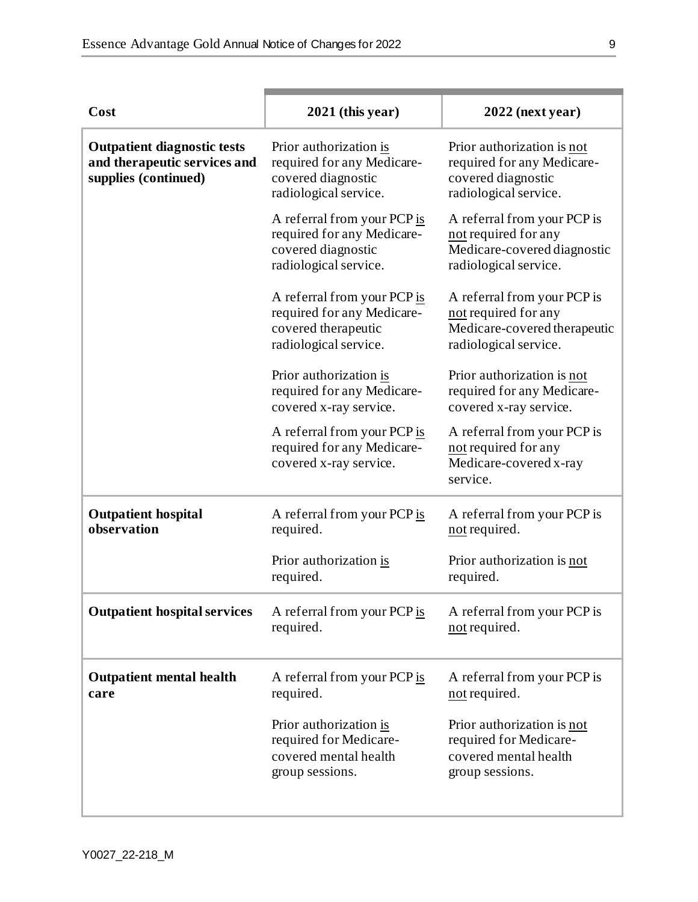| Cost | 2021 (this year) | 2022 (next year) |
|---|---|---|
| **Outpatient diagnostic tests and therapeutic services and supplies (continued)** | Prior authorization is required for any Medicare-covered diagnostic radiological service. | Prior authorization is not required for any Medicare-covered diagnostic radiological service. |
| | A referral from your PCP is required for any Medicare-covered diagnostic radiological service. | A referral from your PCP is not required for any Medicare-covered diagnostic radiological service. |
| | A referral from your PCP is required for any Medicare-covered therapeutic radiological service. | A referral from your PCP is not required for any Medicare-covered therapeutic radiological service. |
| | Prior authorization is required for any Medicare-covered x-ray service. | Prior authorization is not required for any Medicare-covered x-ray service. |
| | A referral from your PCP is required for any Medicare-covered x-ray service. | A referral from your PCP is not required for any Medicare-covered x-ray service. |
| **Outpatient hospital observation** | A referral from your PCP is required. | A referral from your PCP is not required. |
| | Prior authorization is required. | Prior authorization is not required. |
| **Outpatient hospital services** | A referral from your PCP is required. | A referral from your PCP is not required. |
| **Outpatient mental health care** | A referral from your PCP is required. | A referral from your PCP is not required. |
| | Prior authorization is required for Medicare-covered mental health group sessions. | Prior authorization is not required for Medicare-covered mental health group sessions. |

Y0027_22-218_M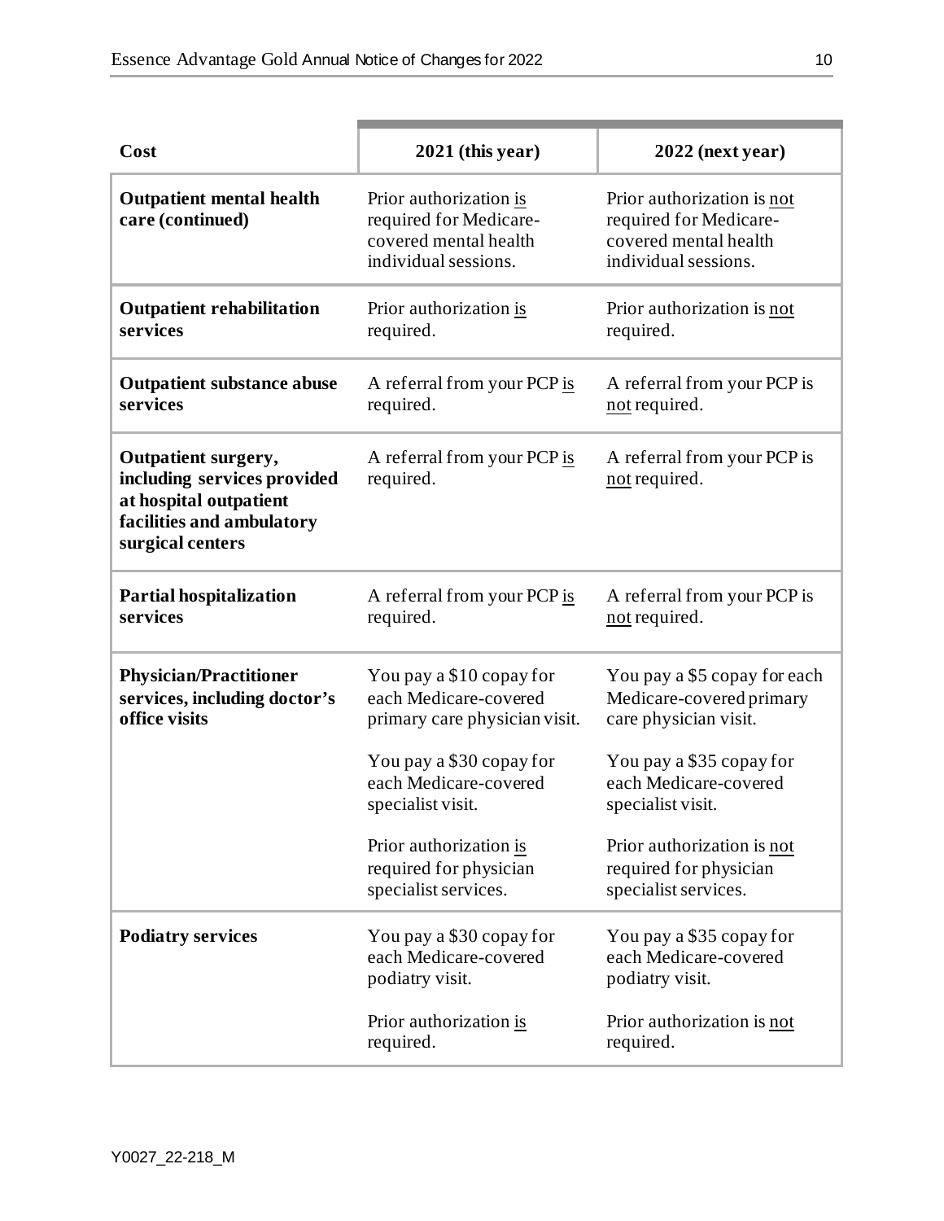| Cost | 2021 (this year) | 2022 (next year) |
|---|---|---|
| **Outpatient mental health care (continued)** | Prior authorization is required for Medicare-covered mental health individual sessions. | Prior authorization is not required for Medicare-covered mental health individual sessions. |
| **Outpatient rehabilitation services** | Prior authorization is required. | Prior authorization is not required. |
| **Outpatient substance abuse services** | A referral from your PCP is required. | A referral from your PCP is not required. |
| **Outpatient surgery, including services provided at hospital outpatient facilities and ambulatory surgical centers** | A referral from your PCP is required. | A referral from your PCP is not required. |
| **Partial hospitalization services** | A referral from your PCP is required. | A referral from your PCP is not required. |
| **Physician/Practitioner services, including doctor's office visits** | You pay a $10 copay for each Medicare-covered primary care physician visit.<br><br>You pay a $30 copay for each Medicare-covered specialist visit.<br><br>Prior authorization is required for physician specialist services. | You pay a $5 copay for each Medicare-covered primary care physician visit.<br><br>You pay a $35 copay for each Medicare-covered specialist visit.<br><br>Prior authorization is not required for physician specialist services. |
| **Podiatry services** | You pay a $30 copay for each Medicare-covered podiatry visit.<br><br>Prior authorization is required. | You pay a $35 copay for each Medicare-covered podiatry visit.<br><br>Prior authorization is not required. |

Y0027_22-218_M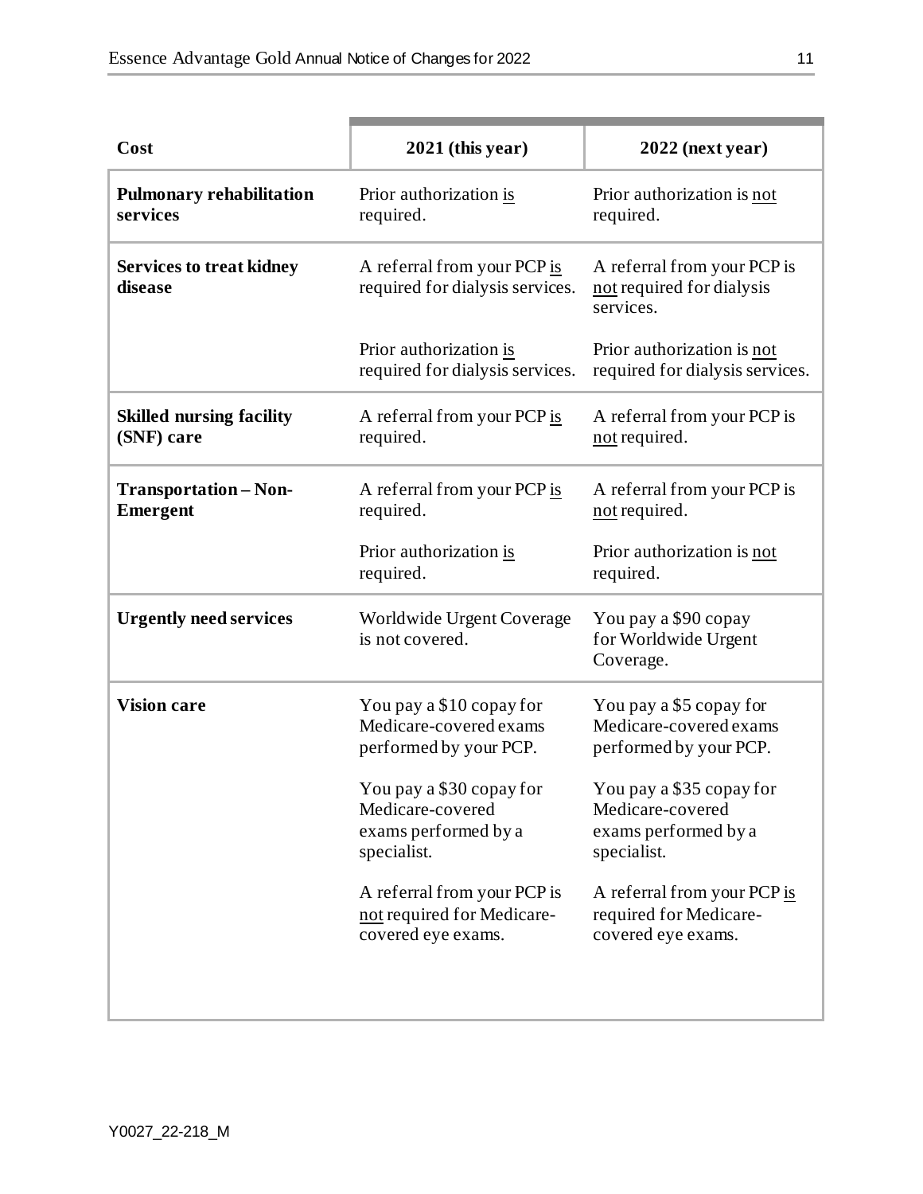| Cost | 2021 (this year) | 2022 (next year) |
|---|---|---|
| **Pulmonary rehabilitation services** | Prior authorization <u>is</u> required. | Prior authorization is <u>not</u> required. |
| **Services to treat kidney disease** | A referral from your PCP <u>is</u> required for dialysis services.<br><br>Prior authorization <u>is</u> required for dialysis services. | A referral from your PCP is <u>not</u> required for dialysis services.<br><br>Prior authorization is <u>not</u> required for dialysis services. |
| **Skilled nursing facility (SNF) care** | A referral from your PCP <u>is</u> required. | A referral from your PCP is <u>not</u> required. |
| **Transportation – Non-Emergent** | A referral from your PCP <u>is</u> required.<br><br>Prior authorization <u>is</u> required. | A referral from your PCP is <u>not</u> required.<br><br>Prior authorization is <u>not</u> required. |
| **Urgently need services** | Worldwide Urgent Coverage is not covered. | You pay a $90 copay for Worldwide Urgent Coverage. |
| **Vision care** | You pay a $10 copay for Medicare-covered exams performed by your PCP.<br><br>You pay a $30 copay for Medicare-covered exams performed by a specialist.<br><br>A referral from your PCP is <u>not</u> required for Medicare-covered eye exams. | You pay a $5 copay for Medicare-covered exams performed by your PCP.<br><br>You pay a $35 copay for Medicare-covered exams performed by a specialist.<br><br>A referral from your PCP <u>is</u> required for Medicare-covered eye exams. |

Y0027_22-218_M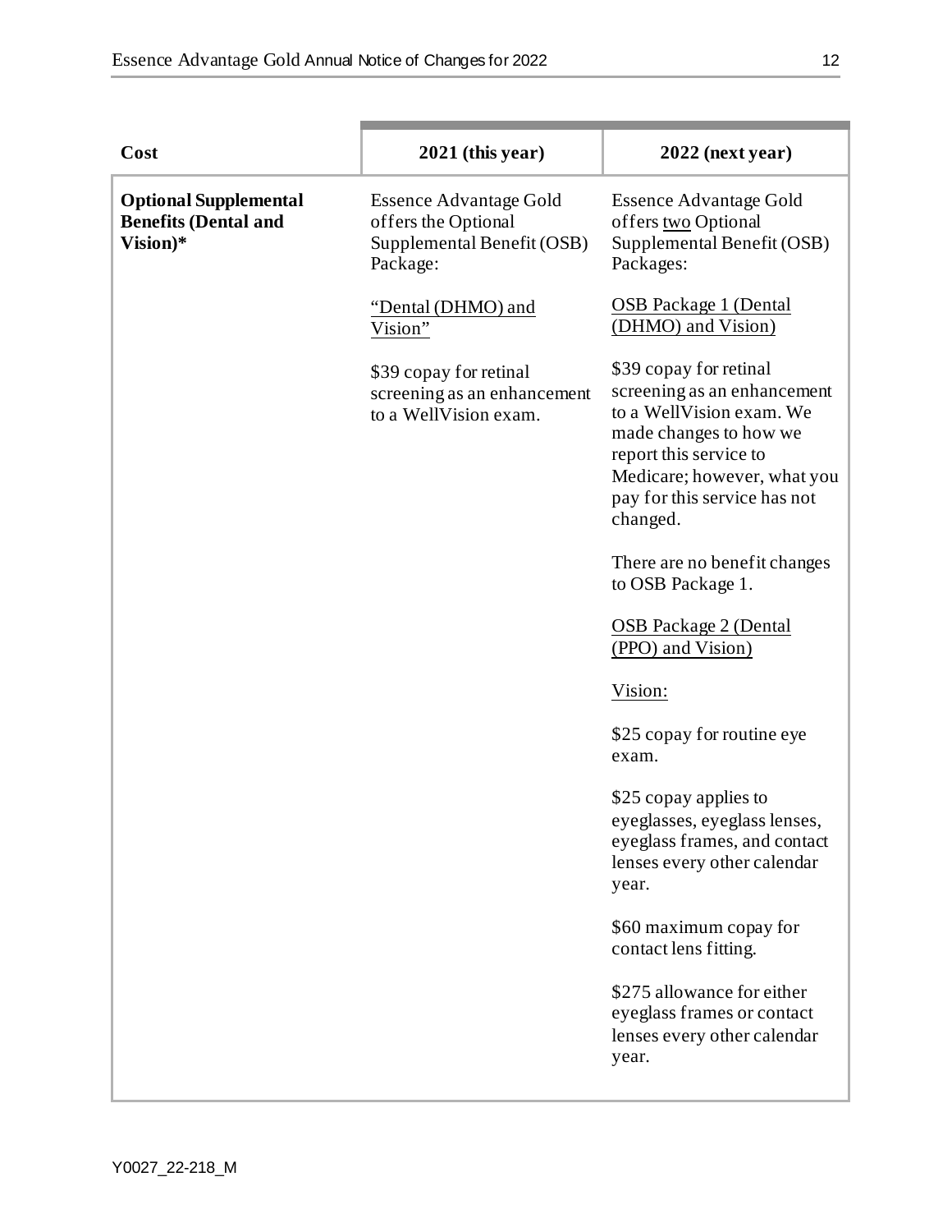| Cost | 2021 (this year) | 2022 (next year) |
|---|---|---|
| **Optional Supplemental Benefits (Dental and Vision)*** | Essence Advantage Gold offers the Optional Supplemental Benefit (OSB) Package:<br><br>"Dental (DHMO) and Vision"<br><br>$39 copay for retinal screening as an enhancement to a WellVision exam. | Essence Advantage Gold offers two Optional Supplemental Benefit (OSB) Packages:<br><br>OSB Package 1 (Dental (DHMO) and Vision)<br><br>$39 copay for retinal screening as an enhancement to a WellVision exam. We made changes to how we report this service to Medicare; however, what you pay for this service has not changed.<br><br>There are no benefit changes to OSB Package 1.<br><br>OSB Package 2 (Dental (PPO) and Vision)<br><br>Vision:<br><br>$25 copay for routine eye exam.<br><br>$25 copay applies to eyeglasses, eyeglass lenses, eyeglass frames, and contact lenses every other calendar year.<br><br>$60 maximum copay for contact lens fitting.<br><br>$275 allowance for either eyeglass frames or contact lenses every other calendar year. |

Y0027_22-218_M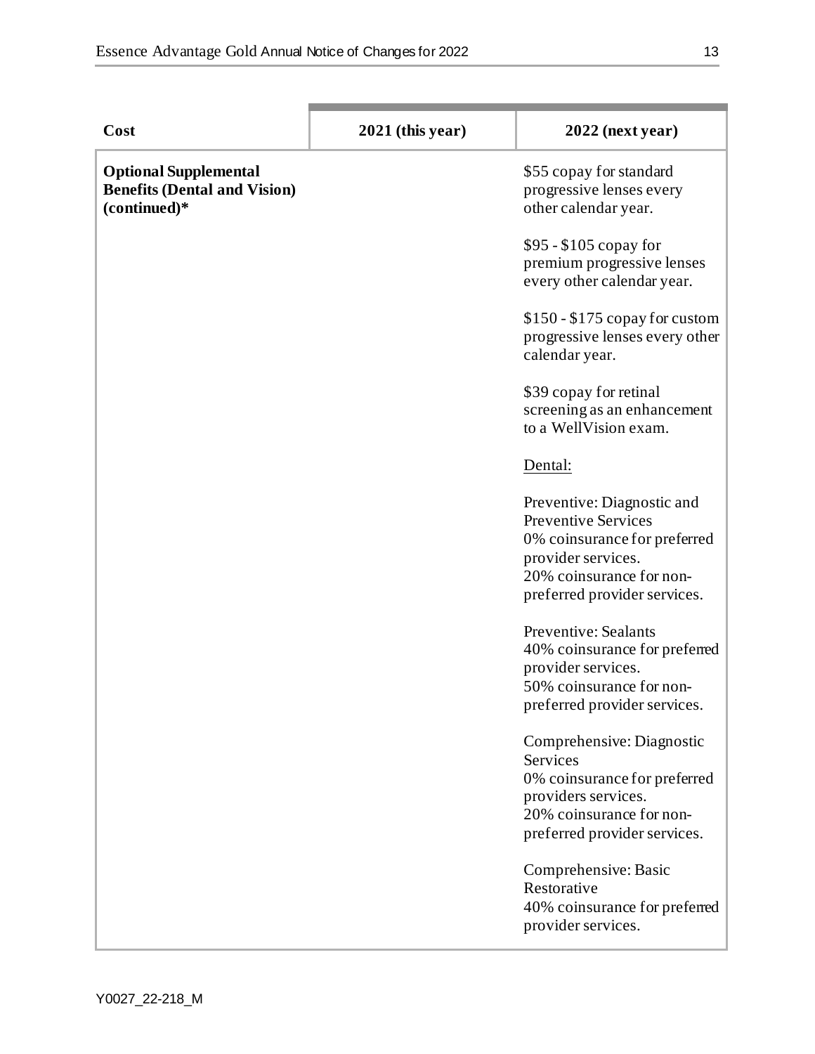| Cost | 2021 (this year) | 2022 (next year) |
| --- | --- | --- |
| **Optional Supplemental Benefits (Dental and Vision) (continued)*** | | $55 copay for standard progressive lenses every other calendar year.<br><br>$95 - $105 copay for premium progressive lenses every other calendar year.<br><br>$150 - $175 copay for custom progressive lenses every other calendar year.<br><br>$39 copay for retinal screening as an enhancement to a WellVision exam.<br><br><u>Dental:</u><br><br>Preventive: Diagnostic and Preventive Services<br>0% coinsurance for preferred provider services.<br>20% coinsurance for non-preferred provider services.<br><br>Preventive: Sealants<br>40% coinsurance for preferred provider services.<br>50% coinsurance for non-preferred provider services.<br><br>Comprehensive: Diagnostic Services<br>0% coinsurance for preferred providers services.<br>20% coinsurance for non-preferred provider services.<br><br>Comprehensive: Basic Restorative<br>40% coinsurance for preferred provider services. |

Y0027_22-218_M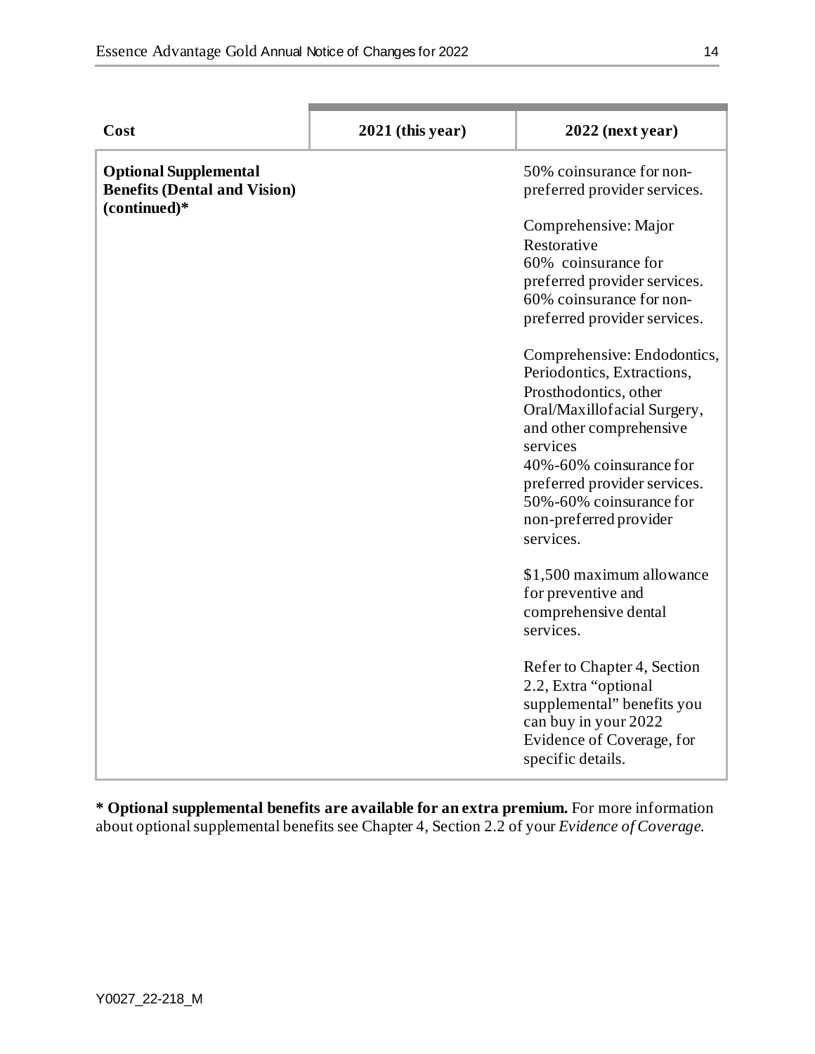| Cost | 2021 (this year) | 2022 (next year) |
| --- | --- | --- |
| **Optional Supplemental Benefits (Dental and Vision) (continued)*** | | 50% coinsurance for non-preferred provider services.<br><br>Comprehensive: Major Restorative<br>60% coinsurance for preferred provider services.<br>60% coinsurance for non-preferred provider services.<br><br>Comprehensive: Endodontics, Periodontics, Extractions, Prosthodontics, other Oral/Maxillofacial Surgery, and other comprehensive services<br>40%-60% coinsurance for preferred provider services.<br>50%-60% coinsurance for non-preferred provider services.<br><br>$1,500 maximum allowance for preventive and comprehensive dental services.<br><br>Refer to Chapter 4, Section 2.2, Extra "optional supplemental" benefits you can buy in your 2022 Evidence of Coverage, for specific details. |

**\* Optional supplemental benefits are available for an extra premium.** For more information about optional supplemental benefits see Chapter 4, Section 2.2 of your *Evidence of Coverage*.

Y0027_22-218_M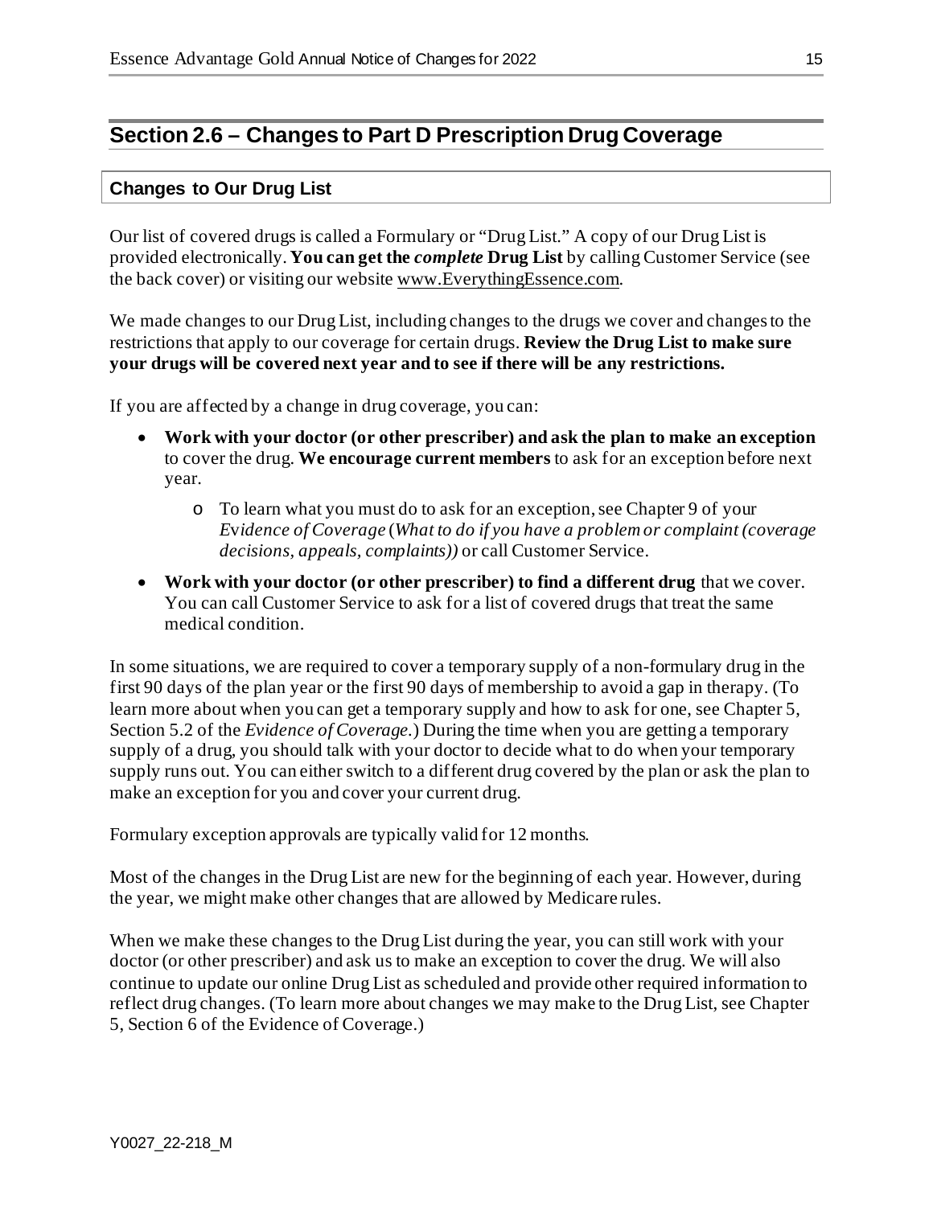## Section 2.6 – Changes to Part D Prescription Drug Coverage

### Changes to Our Drug List

Our list of covered drugs is called a Formulary or "Drug List." A copy of our Drug List is provided electronically. **You can get the *complete* Drug List** by calling Customer Service (see the back cover) or visiting our website www.EverythingEssence.com.

We made changes to our Drug List, including changes to the drugs we cover and changes to the restrictions that apply to our coverage for certain drugs. **Review the Drug List to make sure your drugs will be covered next year and to see if there will be any restrictions.**

If you are affected by a change in drug coverage, you can:

- **Work with your doctor (or other prescriber) and ask the plan to make an exception** to cover the drug. **We encourage current members** to ask for an exception before next year.
    - To learn what you must do to ask for an exception, see Chapter 9 of your *Evidence of Coverage* (*What to do if you have a problem or complaint (coverage decisions, appeals, complaints))* or call Customer Service.
- **Work with your doctor (or other prescriber) to find a different drug** that we cover. You can call Customer Service to ask for a list of covered drugs that treat the same medical condition.

In some situations, we are required to cover a temporary supply of a non-formulary drug in the first 90 days of the plan year or the first 90 days of membership to avoid a gap in therapy. (To learn more about when you can get a temporary supply and how to ask for one, see Chapter 5, Section 5.2 of the *Evidence of Coverage.*) During the time when you are getting a temporary supply of a drug, you should talk with your doctor to decide what to do when your temporary supply runs out. You can either switch to a different drug covered by the plan or ask the plan to make an exception for you and cover your current drug.

Formulary exception approvals are typically valid for 12 months.

Most of the changes in the Drug List are new for the beginning of each year. However, during the year, we might make other changes that are allowed by Medicare rules.

When we make these changes to the Drug List during the year, you can still work with your doctor (or other prescriber) and ask us to make an exception to cover the drug. We will also continue to update our online Drug List as scheduled and provide other required information to reflect drug changes. (To learn more about changes we may make to the Drug List, see Chapter 5, Section 6 of the Evidence of Coverage.)

Y0027_22-218_M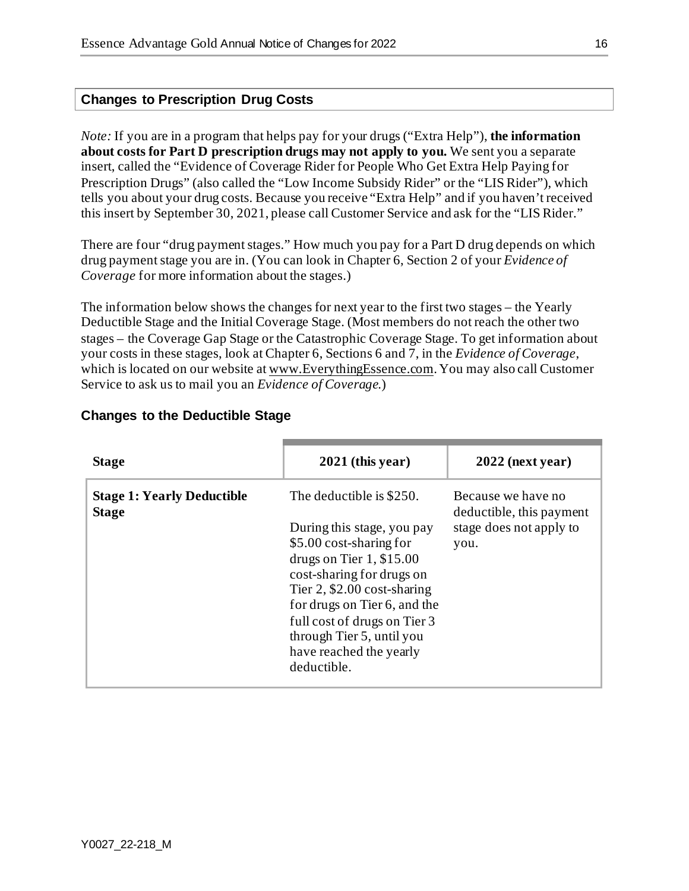## Changes to Prescription Drug Costs

*Note:* If you are in a program that helps pay for your drugs ("Extra Help"), **the information about costs for Part D prescription drugs may not apply to you.** We sent you a separate insert, called the "Evidence of Coverage Rider for People Who Get Extra Help Paying for Prescription Drugs" (also called the "Low Income Subsidy Rider" or the "LIS Rider"), which tells you about your drug costs. Because you receive "Extra Help" and if you haven't received this insert by September 30, 2021, please call Customer Service and ask for the "LIS Rider."

There are four "drug payment stages." How much you pay for a Part D drug depends on which drug payment stage you are in. (You can look in Chapter 6, Section 2 of your *Evidence of Coverage* for more information about the stages.)

The information below shows the changes for next year to the first two stages – the Yearly Deductible Stage and the Initial Coverage Stage. (Most members do not reach the other two stages – the Coverage Gap Stage or the Catastrophic Coverage Stage. To get information about your costs in these stages, look at Chapter 6, Sections 6 and 7, in the *Evidence of Coverage*, which is located on our website at www.EverythingEssence.com. You may also call Customer Service to ask us to mail you an *Evidence of Coverage*.)

### Changes to the Deductible Stage

| Stage | 2021 (this year) | 2022 (next year) |
|---|---|---|
| **Stage 1: Yearly Deductible Stage** | The deductible is $250.<br><br>During this stage, you pay $5.00 cost-sharing for drugs on Tier 1, $15.00 cost-sharing for drugs on Tier 2, $2.00 cost-sharing for drugs on Tier 6, and the full cost of drugs on Tier 3 through Tier 5, until you have reached the yearly deductible. | Because we have no deductible, this payment stage does not apply to you. |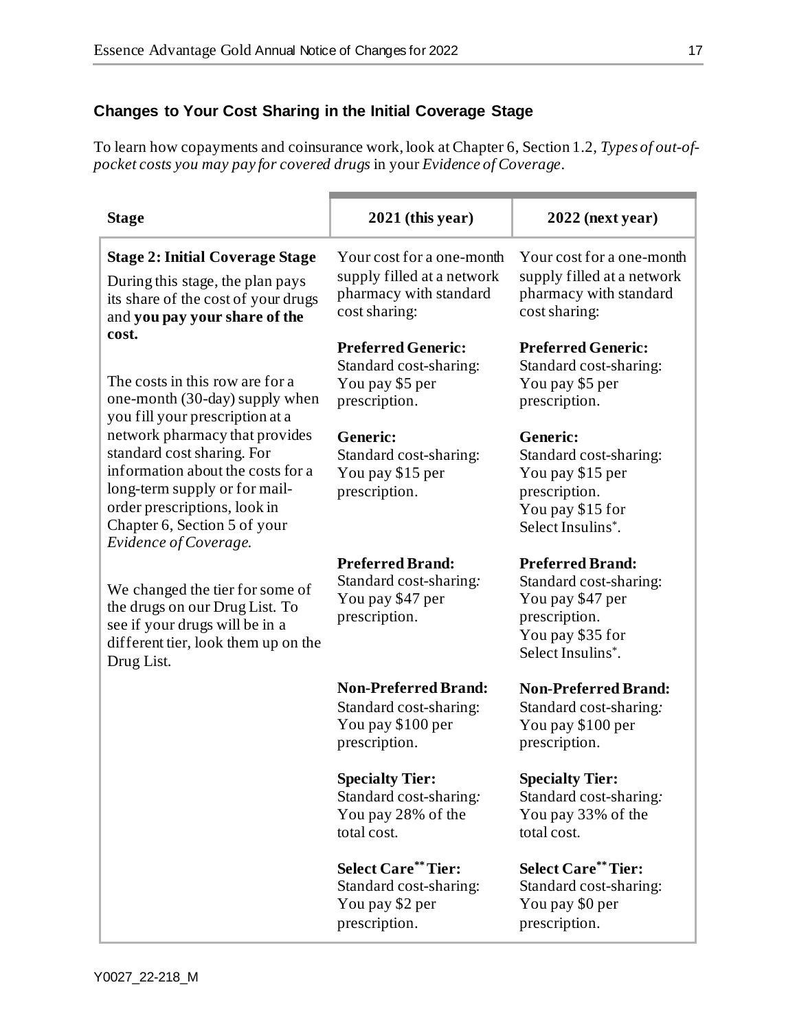## Changes to Your Cost Sharing in the Initial Coverage Stage

To learn how copayments and coinsurance work, look at Chapter 6, Section 1.2, *Types of out-of-pocket costs you may pay for covered drugs* in your *Evidence of Coverage*.

| Stage | 2021 (this year) | 2022 (next year) |
|---|---|---|
| **Stage 2: Initial Coverage Stage**<br>During this stage, the plan pays its share of the cost of your drugs and **you pay your share of the cost.**<br><br>The costs in this row are for a one-month (30-day) supply when you fill your prescription at a network pharmacy that provides standard cost sharing. For information about the costs for a long-term supply or for mail-order prescriptions, look in Chapter 6, Section 5 of your *Evidence of Coverage.*<br><br>We changed the tier for some of the drugs on our Drug List. To see if your drugs will be in a different tier, look them up on the Drug List. | Your cost for a one-month supply filled at a network pharmacy with standard cost sharing:<br><br>**Preferred Generic:**<br>Standard cost-sharing: You pay $5 per prescription.<br><br>**Generic:**<br>Standard cost-sharing: You pay $15 per prescription.<br><br>**Preferred Brand:**<br>Standard cost-sharing*:* You pay $47 per prescription.<br><br>**Non-Preferred Brand:**<br>Standard cost-sharing: You pay $100 per prescription.<br><br>**Specialty Tier:**<br>Standard cost-sharing*:* You pay 28% of the total cost.<br><br>**Select Care\*\* Tier:**<br>Standard cost-sharing: You pay $2 per prescription. | Your cost for a one-month supply filled at a network pharmacy with standard cost sharing:<br><br>**Preferred Generic:**<br>Standard cost-sharing: You pay $5 per prescription.<br><br>**Generic:**<br>Standard cost-sharing: You pay $15 per prescription.<br>You pay $15 for Select Insulins\*.<br><br>**Preferred Brand:**<br>Standard cost-sharing: You pay $47 per prescription.<br>You pay $35 for Select Insulins\*.<br><br>**Non-Preferred Brand:**<br>Standard cost-sharing*:* You pay $100 per prescription.<br><br>**Specialty Tier:**<br>Standard cost-sharing*:* You pay 33% of the total cost.<br><br>**Select Care\*\* Tier:**<br>Standard cost-sharing: You pay $0 per prescription. |

Y0027_22-218_M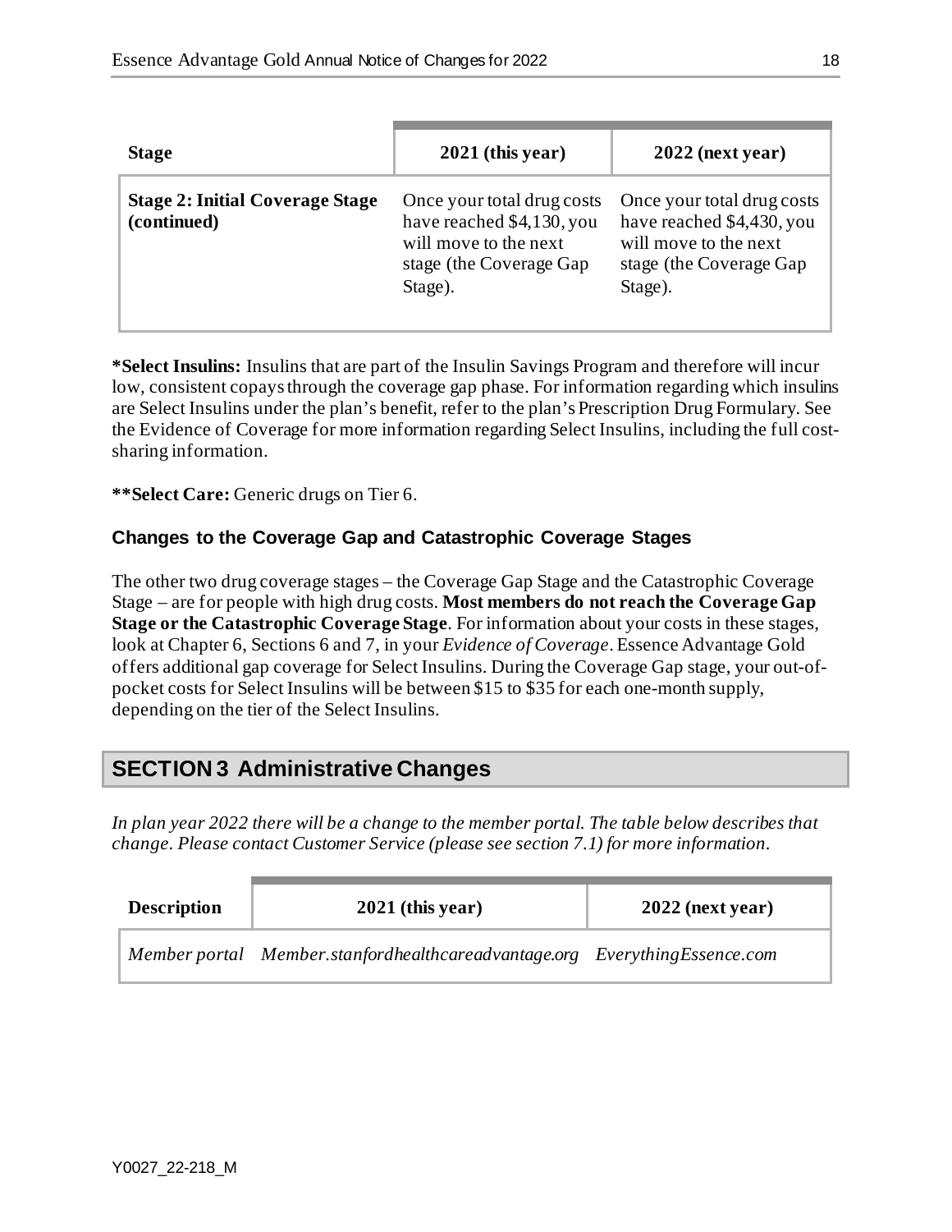| Stage | 2021 (this year) | 2022 (next year) |
|---|---|---|
| **Stage 2: Initial Coverage Stage (continued)** | Once your total drug costs have reached $4,130, you will move to the next stage (the Coverage Gap Stage). | Once your total drug costs have reached $4,430, you will move to the next stage (the Coverage Gap Stage). |

***Select Insulins:** Insulins that are part of the Insulin Savings Program and therefore will incur low, consistent copays through the coverage gap phase. For information regarding which insulins are Select Insulins under the plan's benefit, refer to the plan's Prescription Drug Formulary. See the Evidence of Coverage for more information regarding Select Insulins, including the full cost-sharing information.

****Select Care:** Generic drugs on Tier 6.

### Changes to the Coverage Gap and Catastrophic Coverage Stages

The other two drug coverage stages – the Coverage Gap Stage and the Catastrophic Coverage Stage – are for people with high drug costs. **Most members do not reach the Coverage Gap Stage or the Catastrophic Coverage Stage**. For information about your costs in these stages, look at Chapter 6, Sections 6 and 7, in your *Evidence of Coverage*. Essence Advantage Gold offers additional gap coverage for Select Insulins. During the Coverage Gap stage, your out-of-pocket costs for Select Insulins will be between $15 to $35 for each one-month supply, depending on the tier of the Select Insulins.

## SECTION 3 Administrative Changes

*In plan year 2022 there will be a change to the member portal. The table below describes that change. Please contact Customer Service (please see section 7.1) for more information.*

| Description | 2021 (this year) | 2022 (next year) |
|---|---|---|
| *Member portal* | *Member.stanfordhealthcareadvantage.org* | *EverythingEssence.com* |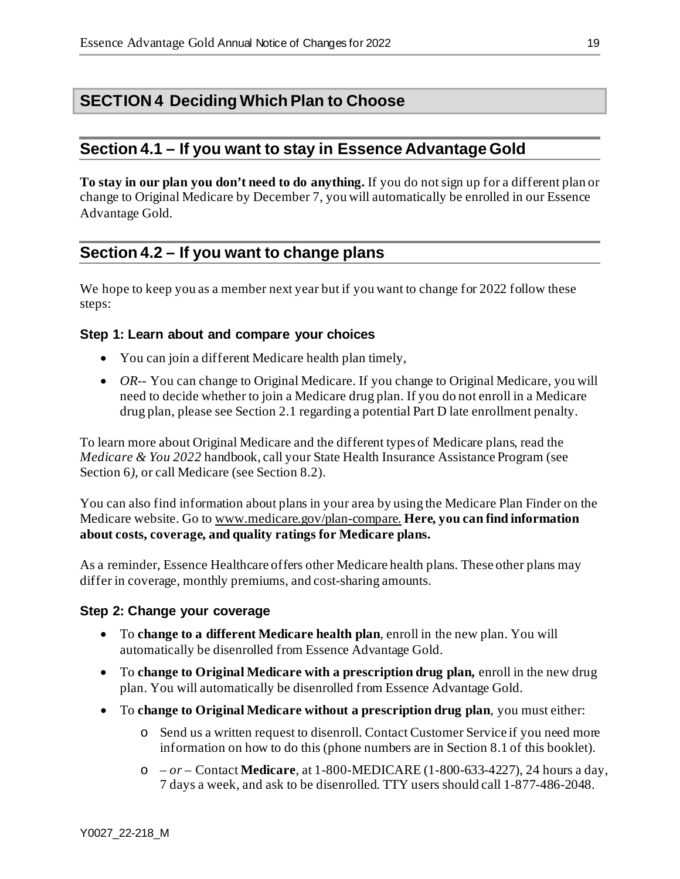# SECTION 4 Deciding Which Plan to Choose

## Section 4.1 – If you want to stay in Essence Advantage Gold

**To stay in our plan you don't need to do anything.** If you do not sign up for a different plan or change to Original Medicare by December 7, you will automatically be enrolled in our Essence Advantage Gold.

## Section 4.2 – If you want to change plans

We hope to keep you as a member next year but if you want to change for 2022 follow these steps:

### Step 1: Learn about and compare your choices

- You can join a different Medicare health plan timely,
- *OR*-- You can change to Original Medicare. If you change to Original Medicare, you will need to decide whether to join a Medicare drug plan. If you do not enroll in a Medicare drug plan, please see Section 2.1 regarding a potential Part D late enrollment penalty.

To learn more about Original Medicare and the different types of Medicare plans, read the *Medicare & You 2022* handbook, call your State Health Insurance Assistance Program (see Section 6*)*, or call Medicare (see Section 8.2).

You can also find information about plans in your area by using the Medicare Plan Finder on the Medicare website. Go to www.medicare.gov/plan-compare. **Here, you can find information about costs, coverage, and quality ratings for Medicare plans.**

As a reminder, Essence Healthcare offers other Medicare health plans. These other plans may differ in coverage, monthly premiums, and cost-sharing amounts.

### Step 2: Change your coverage

- To **change to a different Medicare health plan**, enroll in the new plan. You will automatically be disenrolled from Essence Advantage Gold.
- To **change to Original Medicare with a prescription drug plan,** enroll in the new drug plan. You will automatically be disenrolled from Essence Advantage Gold.
- To **change to Original Medicare without a prescription drug plan**, you must either:
  - Send us a written request to disenroll. Contact Customer Service if you need more information on how to do this (phone numbers are in Section 8.1 of this booklet).
  - *– or –* Contact **Medicare**, at 1-800-MEDICARE (1-800-633-4227), 24 hours a day, 7 days a week, and ask to be disenrolled. TTY users should call 1-877-486-2048.

Y0027_22-218_M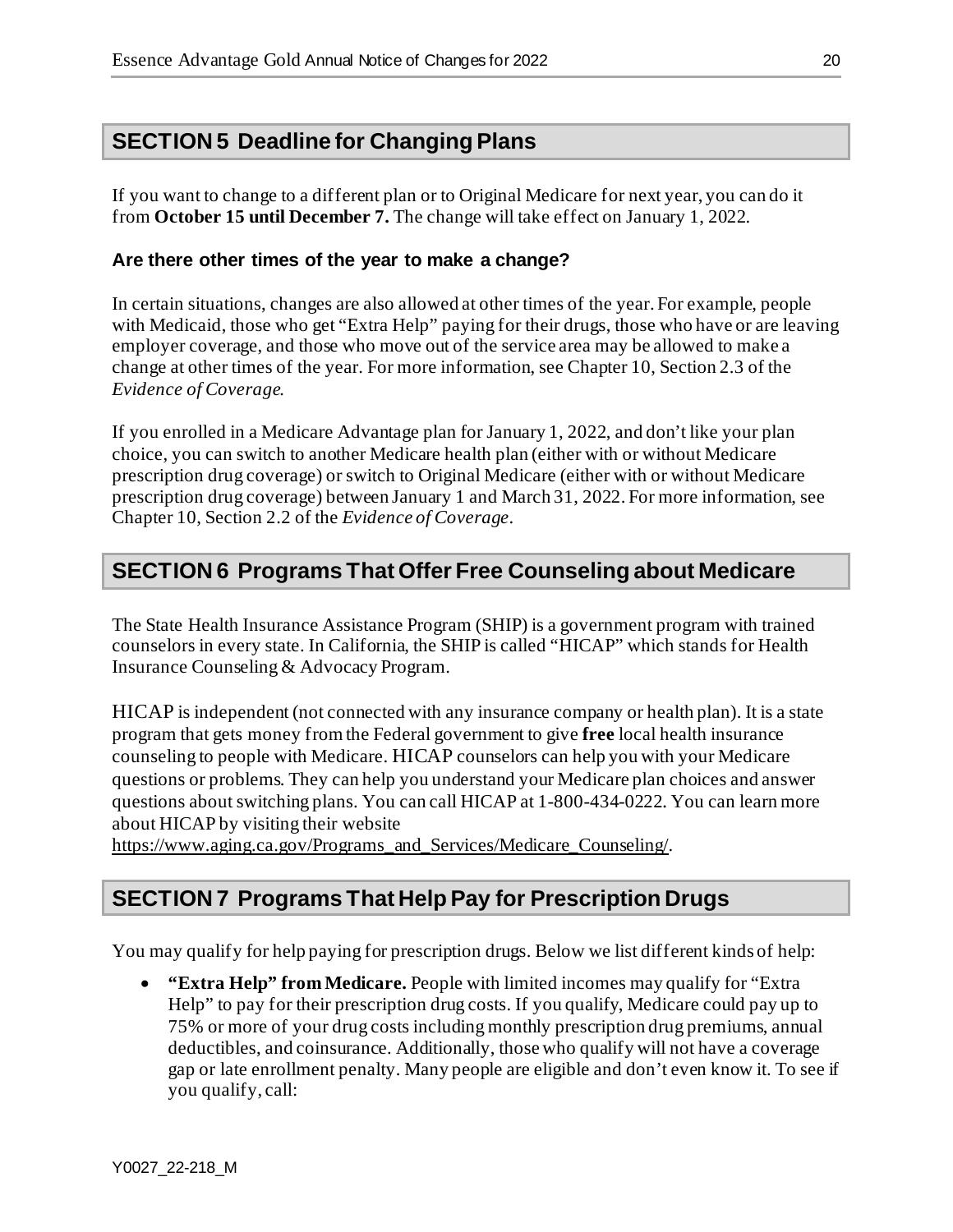## SECTION 5 Deadline for Changing Plans

If you want to change to a different plan or to Original Medicare for next year, you can do it from **October 15 until December 7.** The change will take effect on January 1, 2022.

### Are there other times of the year to make a change?

In certain situations, changes are also allowed at other times of the year. For example, people with Medicaid, those who get "Extra Help" paying for their drugs, those who have or are leaving employer coverage, and those who move out of the service area may be allowed to make a change at other times of the year. For more information, see Chapter 10, Section 2.3 of the *Evidence of Coverage*.

If you enrolled in a Medicare Advantage plan for January 1, 2022, and don't like your plan choice, you can switch to another Medicare health plan (either with or without Medicare prescription drug coverage) or switch to Original Medicare (either with or without Medicare prescription drug coverage) between January 1 and March 31, 2022. For more information, see Chapter 10, Section 2.2 of the *Evidence of Coverage*.

## SECTION 6 Programs That Offer Free Counseling about Medicare

The State Health Insurance Assistance Program (SHIP) is a government program with trained counselors in every state. In California, the SHIP is called "HICAP" which stands for Health Insurance Counseling & Advocacy Program.

HICAP is independent (not connected with any insurance company or health plan). It is a state program that gets money from the Federal government to give **free** local health insurance counseling to people with Medicare. HICAP counselors can help you with your Medicare questions or problems. They can help you understand your Medicare plan choices and answer questions about switching plans. You can call HICAP at 1-800-434-0222. You can learn more about HICAP by visiting their website https://www.aging.ca.gov/Programs_and_Services/Medicare_Counseling/.

## SECTION 7 Programs That Help Pay for Prescription Drugs

You may qualify for help paying for prescription drugs. Below we list different kinds of help:

- **"Extra Help" from Medicare.** People with limited incomes may qualify for "Extra Help" to pay for their prescription drug costs. If you qualify, Medicare could pay up to 75% or more of your drug costs including monthly prescription drug premiums, annual deductibles, and coinsurance. Additionally, those who qualify will not have a coverage gap or late enrollment penalty. Many people are eligible and don't even know it. To see if you qualify, call:

Y0027_22-218_M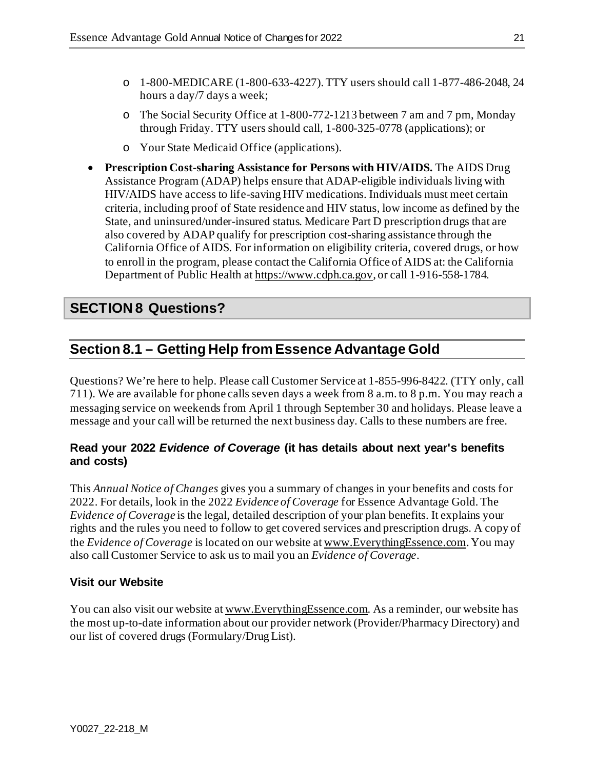- 1-800-MEDICARE (1-800-633-4227). TTY users should call 1-877-486-2048, 24 hours a day/7 days a week;
  - The Social Security Office at 1-800-772-1213 between 7 am and 7 pm, Monday through Friday. TTY users should call, 1-800-325-0778 (applications); or
  - Your State Medicaid Office (applications).

- **Prescription Cost-sharing Assistance for Persons with HIV/AIDS.** The AIDS Drug Assistance Program (ADAP) helps ensure that ADAP-eligible individuals living with HIV/AIDS have access to life-saving HIV medications. Individuals must meet certain criteria, including proof of State residence and HIV status, low income as defined by the State, and uninsured/under-insured status. Medicare Part D prescription drugs that are also covered by ADAP qualify for prescription cost-sharing assistance through the California Office of AIDS. For information on eligibility criteria, covered drugs, or how to enroll in the program, please contact the California Office of AIDS at: the California Department of Public Health at https://www.cdph.ca.gov, or call 1-916-558-1784.

# SECTION 8 Questions?

## Section 8.1 – Getting Help from Essence Advantage Gold

Questions? We're here to help. Please call Customer Service at 1-855-996-8422. (TTY only, call 711). We are available for phone calls seven days a week from 8 a.m. to 8 p.m. You may reach a messaging service on weekends from April 1 through September 30 and holidays. Please leave a message and your call will be returned the next business day. Calls to these numbers are free.

### Read your 2022 *Evidence of Coverage* (it has details about next year's benefits and costs)

This *Annual Notice of Changes* gives you a summary of changes in your benefits and costs for 2022. For details, look in the 2022 *Evidence of Coverage* for Essence Advantage Gold. The *Evidence of Coverage* is the legal, detailed description of your plan benefits. It explains your rights and the rules you need to follow to get covered services and prescription drugs. A copy of the *Evidence of Coverage* is located on our website at www.EverythingEssence.com. You may also call Customer Service to ask us to mail you an *Evidence of Coverage*.

### Visit our Website

You can also visit our website at www.EverythingEssence.com. As a reminder, our website has the most up-to-date information about our provider network (Provider/Pharmacy Directory) and our list of covered drugs (Formulary/Drug List).

Y0027_22-218_M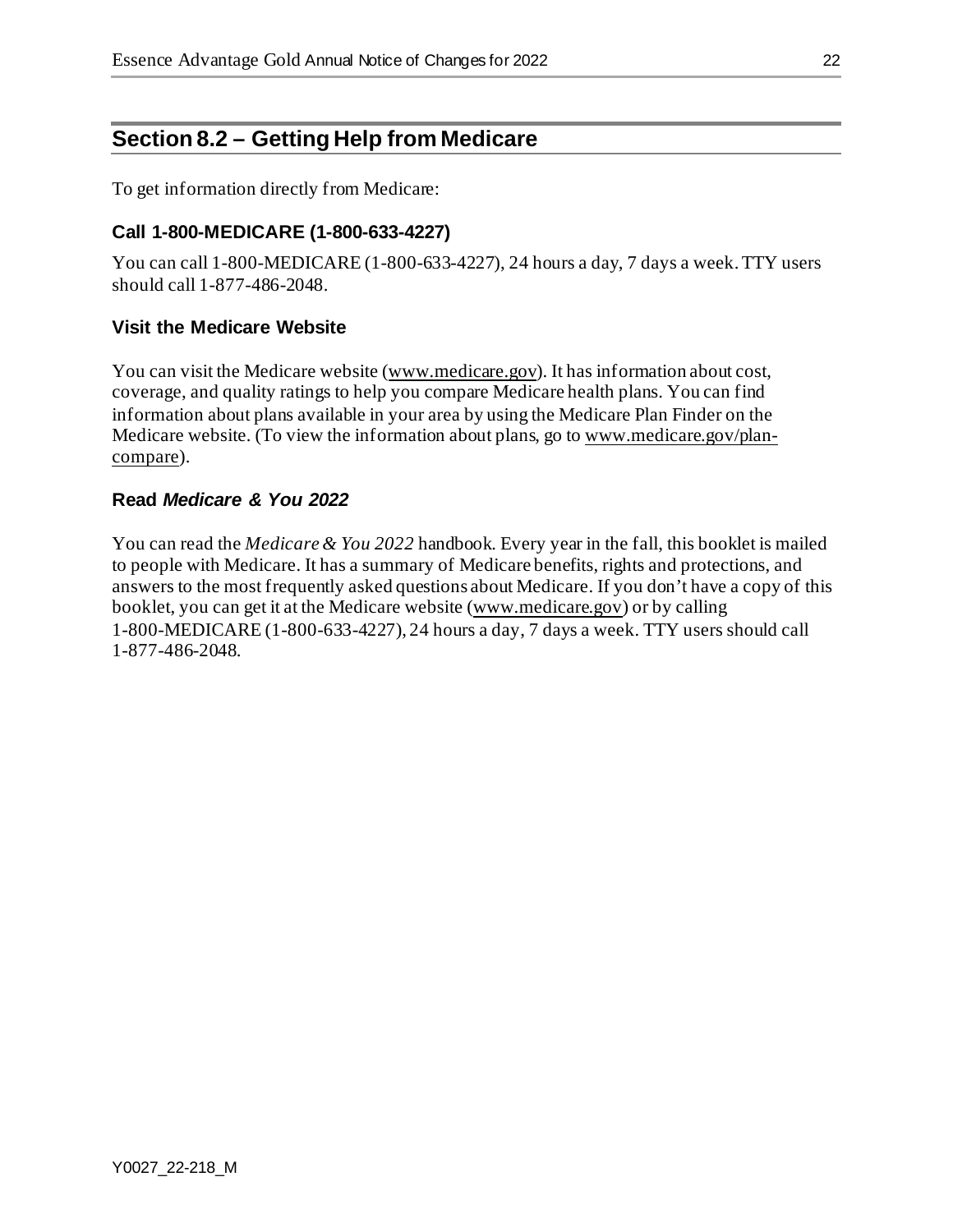## Section 8.2 – Getting Help from Medicare

To get information directly from Medicare:

### Call 1-800-MEDICARE (1-800-633-4227)

You can call 1-800-MEDICARE (1-800-633-4227), 24 hours a day, 7 days a week. TTY users should call 1-877-486-2048.

### Visit the Medicare Website

You can visit the Medicare website (www.medicare.gov). It has information about cost, coverage, and quality ratings to help you compare Medicare health plans. You can find information about plans available in your area by using the Medicare Plan Finder on the Medicare website. (To view the information about plans, go to www.medicare.gov/plan-compare).

### Read *Medicare & You 2022*

You can read the *Medicare & You 2022* handbook. Every year in the fall, this booklet is mailed to people with Medicare. It has a summary of Medicare benefits, rights and protections, and answers to the most frequently asked questions about Medicare. If you don't have a copy of this booklet, you can get it at the Medicare website (www.medicare.gov) or by calling 1-800-MEDICARE (1-800-633-4227), 24 hours a day, 7 days a week. TTY users should call 1-877-486-2048.

Y0027_22-218_M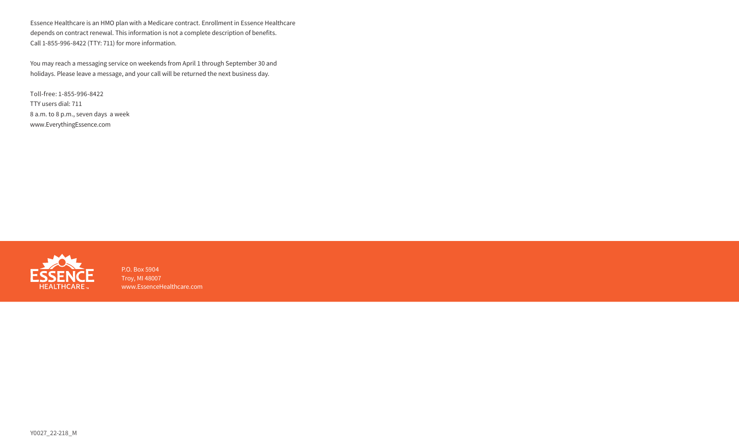Essence Healthcare is an HMO plan with a Medicare contract. Enrollment in Essence Healthcare depends on contract renewal. This information is not a complete description of benefits. Call 1-855-996-8422 (TTY: 711) for more information.

You may reach a messaging service on weekends from April 1 through September 30 and holidays. Please leave a message, and your call will be returned the next business day.

Toll-free: 1-855-996-8422
TTY users dial: 711
8 a.m. to 8 p.m., seven days a week
www.EverythingEssence.com

ESSENCE HEALTHCARE

P.O. Box 5904
Troy, MI 48007
www.EssenceHealthcare.com

Y0027_22-218_M